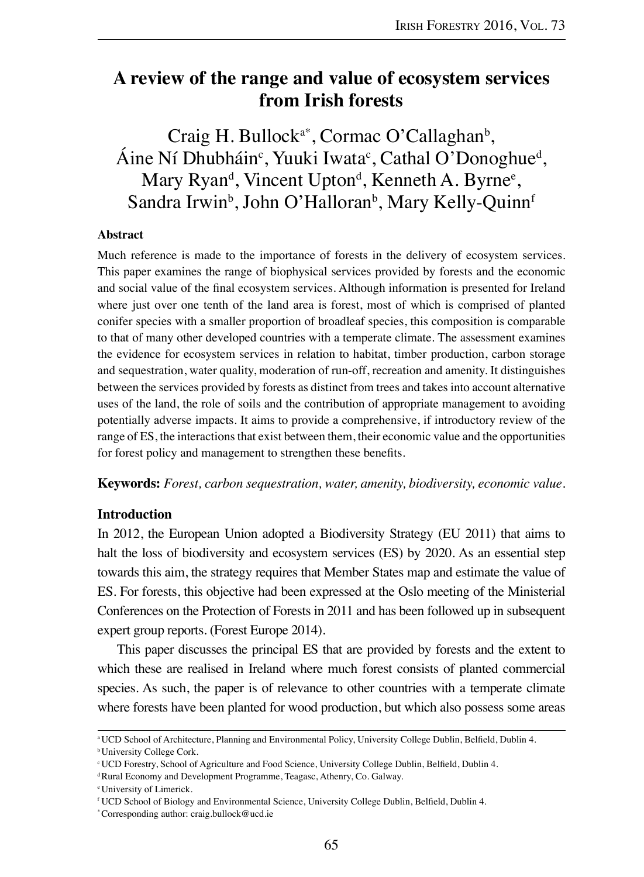# A review of the range and value of ecosystem services from Irish forests

Craig H. Bullock[a*], Cormac O'Callaghan[b], Áine Ní Dhubháin[c], Yuuki Iwata[c], Cathal O'Donoghue[d], Mary Ryan[d], Vincent Upton[d], Kenneth A. Byrne[e], Sandra Irwin[b], John O'Halloran[b], Mary Kelly-Quinn[f]

### Abstract

Much reference is made to the importance of forests in the delivery of ecosystem services. This paper examines the range of biophysical services provided by forests and the economic and social value of the final ecosystem services. Although information is presented for Ireland where just over one tenth of the land area is forest, most of which is comprised of planted conifer species with a smaller proportion of broadleaf species, this composition is comparable to that of many other developed countries with a temperate climate. The assessment examines the evidence for ecosystem services in relation to habitat, timber production, carbon storage and sequestration, water quality, moderation of run-off, recreation and amenity. It distinguishes between the services provided by forests as distinct from trees and takes into account alternative uses of the land, the role of soils and the contribution of appropriate management to avoiding potentially adverse impacts. It aims to provide a comprehensive, if introductory review of the range of ES, the interactions that exist between them, their economic value and the opportunities for forest policy and management to strengthen these benefits.

**Keywords:** *Forest, carbon sequestration, water, amenity, biodiversity, economic value.*

### Introduction

In 2012, the European Union adopted a Biodiversity Strategy (EU 2011) that aims to halt the loss of biodiversity and ecosystem services (ES) by 2020. As an essential step towards this aim, the strategy requires that Member States map and estimate the value of ES. For forests, this objective had been expressed at the Oslo meeting of the Ministerial Conferences on the Protection of Forests in 2011 and has been followed up in subsequent expert group reports. (Forest Europe 2014).

This paper discusses the principal ES that are provided by forests and the extent to which these are realised in Ireland where much forest consists of planted commercial species. As such, the paper is of relevance to other countries with a temperate climate where forests have been planted for wood production, but which also possess some areas

[a] UCD School of Architecture, Planning and Environmental Policy, University College Dublin, Belfield, Dublin 4.
[b] University College Cork.
[c] UCD Forestry, School of Agriculture and Food Science, University College Dublin, Belfield, Dublin 4.
[d] Rural Economy and Development Programme, Teagasc, Athenry, Co. Galway.
[e] University of Limerick.
[f] UCD School of Biology and Environmental Science, University College Dublin, Belfield, Dublin 4.
[*] Corresponding author: craig.bullock@ucd.ie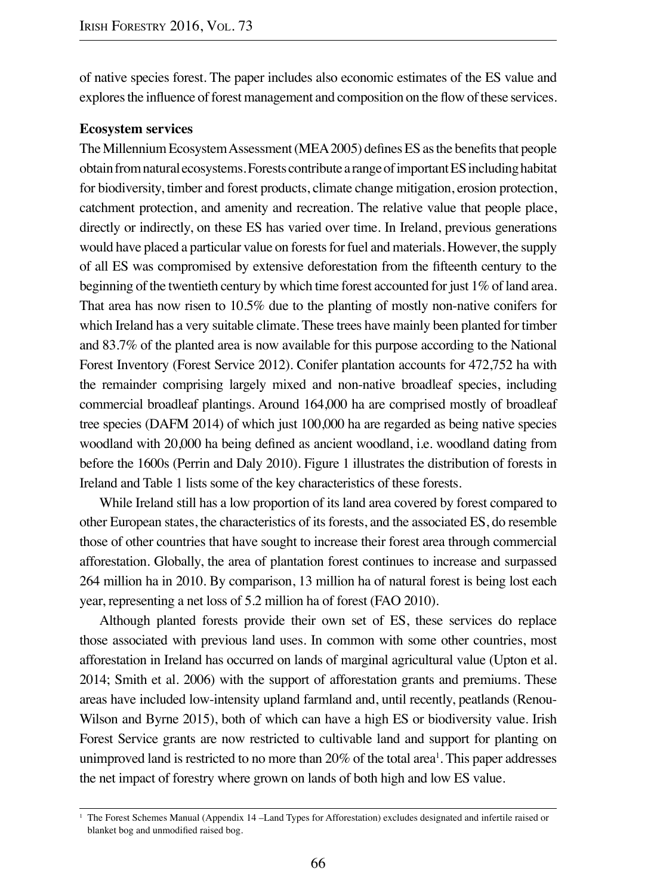of native species forest. The paper includes also economic estimates of the ES value and explores the influence of forest management and composition on the flow of these services.

## Ecosystem services

The Millennium Ecosystem Assessment (MEA 2005) defines ES as the benefits that people obtain from natural ecosystems. Forests contribute a range of important ES including habitat for biodiversity, timber and forest products, climate change mitigation, erosion protection, catchment protection, and amenity and recreation. The relative value that people place, directly or indirectly, on these ES has varied over time. In Ireland, previous generations would have placed a particular value on forests for fuel and materials. However, the supply of all ES was compromised by extensive deforestation from the fifteenth century to the beginning of the twentieth century by which time forest accounted for just 1% of land area. That area has now risen to 10.5% due to the planting of mostly non-native conifers for which Ireland has a very suitable climate. These trees have mainly been planted for timber and 83.7% of the planted area is now available for this purpose according to the National Forest Inventory (Forest Service 2012). Conifer plantation accounts for 472,752 ha with the remainder comprising largely mixed and non-native broadleaf species, including commercial broadleaf plantings. Around 164,000 ha are comprised mostly of broadleaf tree species (DAFM 2014) of which just 100,000 ha are regarded as being native species woodland with 20,000 ha being defined as ancient woodland, i.e. woodland dating from before the 1600s (Perrin and Daly 2010). Figure 1 illustrates the distribution of forests in Ireland and Table 1 lists some of the key characteristics of these forests.

While Ireland still has a low proportion of its land area covered by forest compared to other European states, the characteristics of its forests, and the associated ES, do resemble those of other countries that have sought to increase their forest area through commercial afforestation. Globally, the area of plantation forest continues to increase and surpassed 264 million ha in 2010. By comparison, 13 million ha of natural forest is being lost each year, representing a net loss of 5.2 million ha of forest (FAO 2010).

Although planted forests provide their own set of ES, these services do replace those associated with previous land uses. In common with some other countries, most afforestation in Ireland has occurred on lands of marginal agricultural value (Upton et al. 2014; Smith et al. 2006) with the support of afforestation grants and premiums. These areas have included low-intensity upland farmland and, until recently, peatlands (Renou-Wilson and Byrne 2015), both of which can have a high ES or biodiversity value. Irish Forest Service grants are now restricted to cultivable land and support for planting on unimproved land is restricted to no more than 20% of the total area[1]. This paper addresses the net impact of forestry where grown on lands of both high and low ES value.

[1] The Forest Schemes Manual (Appendix 14 –Land Types for Afforestation) excludes designated and infertile raised or blanket bog and unmodified raised bog.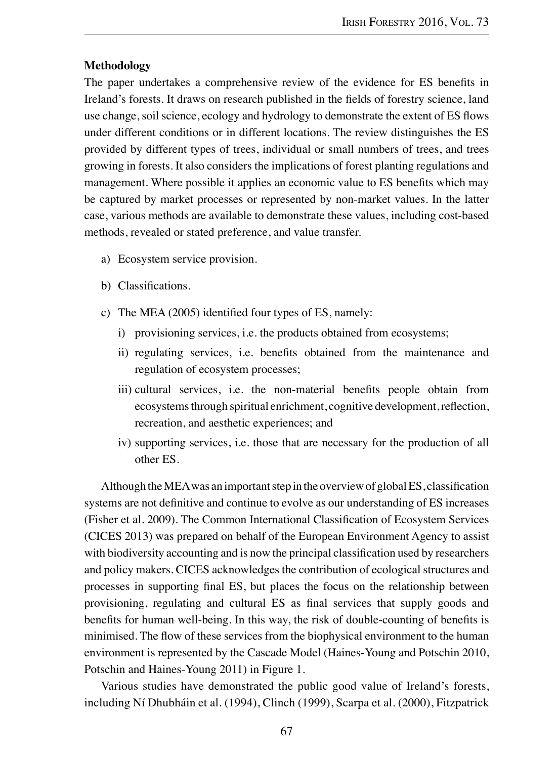**Methodology**

The paper undertakes a comprehensive review of the evidence for ES benefits in Ireland's forests. It draws on research published in the fields of forestry science, land use change, soil science, ecology and hydrology to demonstrate the extent of ES flows under different conditions or in different locations. The review distinguishes the ES provided by different types of trees, individual or small numbers of trees, and trees growing in forests. It also considers the implications of forest planting regulations and management. Where possible it applies an economic value to ES benefits which may be captured by market processes or represented by non-market values. In the latter case, various methods are available to demonstrate these values, including cost-based methods, revealed or stated preference, and value transfer.

a) Ecosystem service provision.

b) Classifications.

c) The MEA (2005) identified four types of ES, namely:
   i) provisioning services, i.e. the products obtained from ecosystems;
   ii) regulating services, i.e. benefits obtained from the maintenance and regulation of ecosystem processes;
   iii) cultural services, i.e. the non-material benefits people obtain from ecosystems through spiritual enrichment, cognitive development, reflection, recreation, and aesthetic experiences; and
   iv) supporting services, i.e. those that are necessary for the production of all other ES.

Although the MEA was an important step in the overview of global ES, classification systems are not definitive and continue to evolve as our understanding of ES increases (Fisher et al. 2009). The Common International Classification of Ecosystem Services (CICES 2013) was prepared on behalf of the European Environment Agency to assist with biodiversity accounting and is now the principal classification used by researchers and policy makers. CICES acknowledges the contribution of ecological structures and processes in supporting final ES, but places the focus on the relationship between provisioning, regulating and cultural ES as final services that supply goods and benefits for human well-being. In this way, the risk of double-counting of benefits is minimised. The flow of these services from the biophysical environment to the human environment is represented by the Cascade Model (Haines-Young and Potschin 2010, Potschin and Haines-Young 2011) in Figure 1.

Various studies have demonstrated the public good value of Ireland's forests, including Ní Dhubháin et al. (1994), Clinch (1999), Scarpa et al. (2000), Fitzpatrick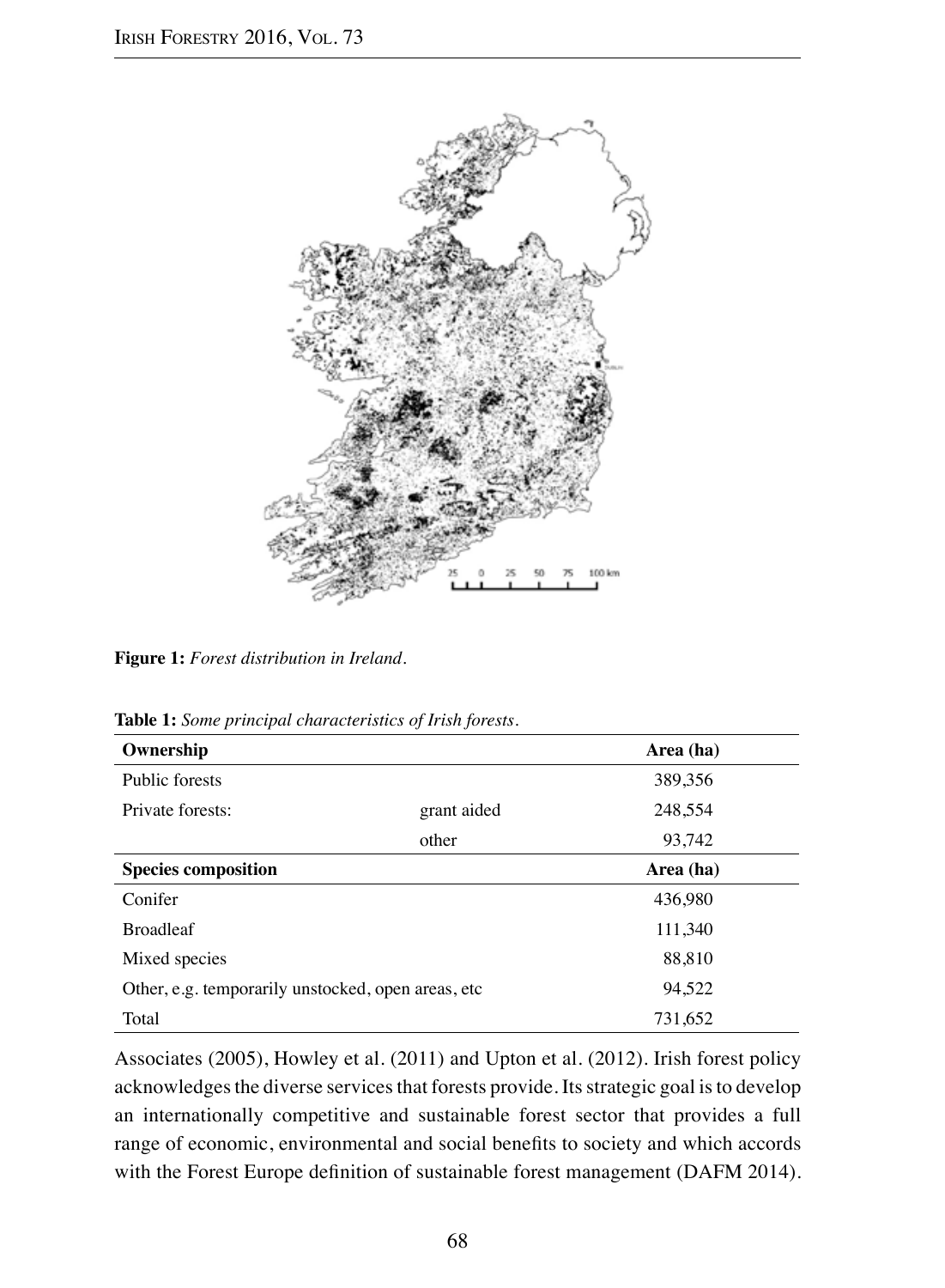**Figure 1:** *Forest distribution in Ireland.*

**Table 1:** *Some principal characteristics of Irish forests.*

| **Ownership** | | **Area (ha)** |
|---|---|---|
| Public forests | | 389,356 |
| Private forests: | grant aided | 248,554 |
| | other | 93,742 |
| **Species composition** | | **Area (ha)** |
| Conifer | | 436,980 |
| Broadleaf | | 111,340 |
| Mixed species | | 88,810 |
| Other, e.g. temporarily unstocked, open areas, etc | | 94,522 |
| Total | | 731,652 |

Associates (2005), Howley et al. (2011) and Upton et al. (2012). Irish forest policy acknowledges the diverse services that forests provide. Its strategic goal is to develop an internationally competitive and sustainable forest sector that provides a full range of economic, environmental and social benefits to society and which accords with the Forest Europe definition of sustainable forest management (DAFM 2014).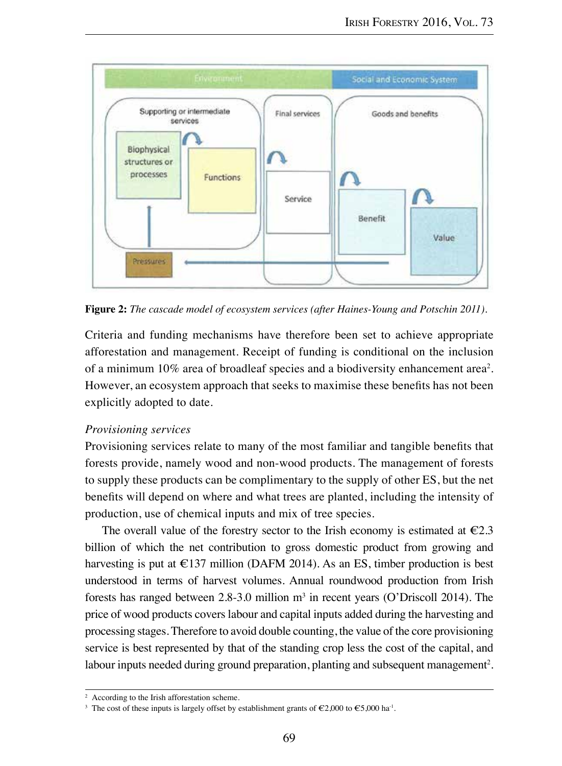**Figure 2:** *The cascade model of ecosystem services (after Haines-Young and Potschin 2011).*

Criteria and funding mechanisms have therefore been set to achieve appropriate afforestation and management. Receipt of funding is conditional on the inclusion of a minimum 10% area of broadleaf species and a biodiversity enhancement area[2]. However, an ecosystem approach that seeks to maximise these benefits has not been explicitly adopted to date.

*Provisioning services*

Provisioning services relate to many of the most familiar and tangible benefits that forests provide, namely wood and non-wood products. The management of forests to supply these products can be complimentary to the supply of other ES, but the net benefits will depend on where and what trees are planted, including the intensity of production, use of chemical inputs and mix of tree species.

The overall value of the forestry sector to the Irish economy is estimated at €2.3 billion of which the net contribution to gross domestic product from growing and harvesting is put at €137 million (DAFM 2014). As an ES, timber production is best understood in terms of harvest volumes. Annual roundwood production from Irish forests has ranged between 2.8-3.0 million $m^3$ in recent years (O'Driscoll 2014). The price of wood products covers labour and capital inputs added during the harvesting and processing stages. Therefore to avoid double counting, the value of the core provisioning service is best represented by that of the standing crop less the cost of the capital, and labour inputs needed during ground preparation, planting and subsequent management[2].

---

[2] According to the Irish afforestation scheme.

[3] The cost of these inputs is largely offset by establishment grants of €2,000 to €5,000 $ha^{-1}$.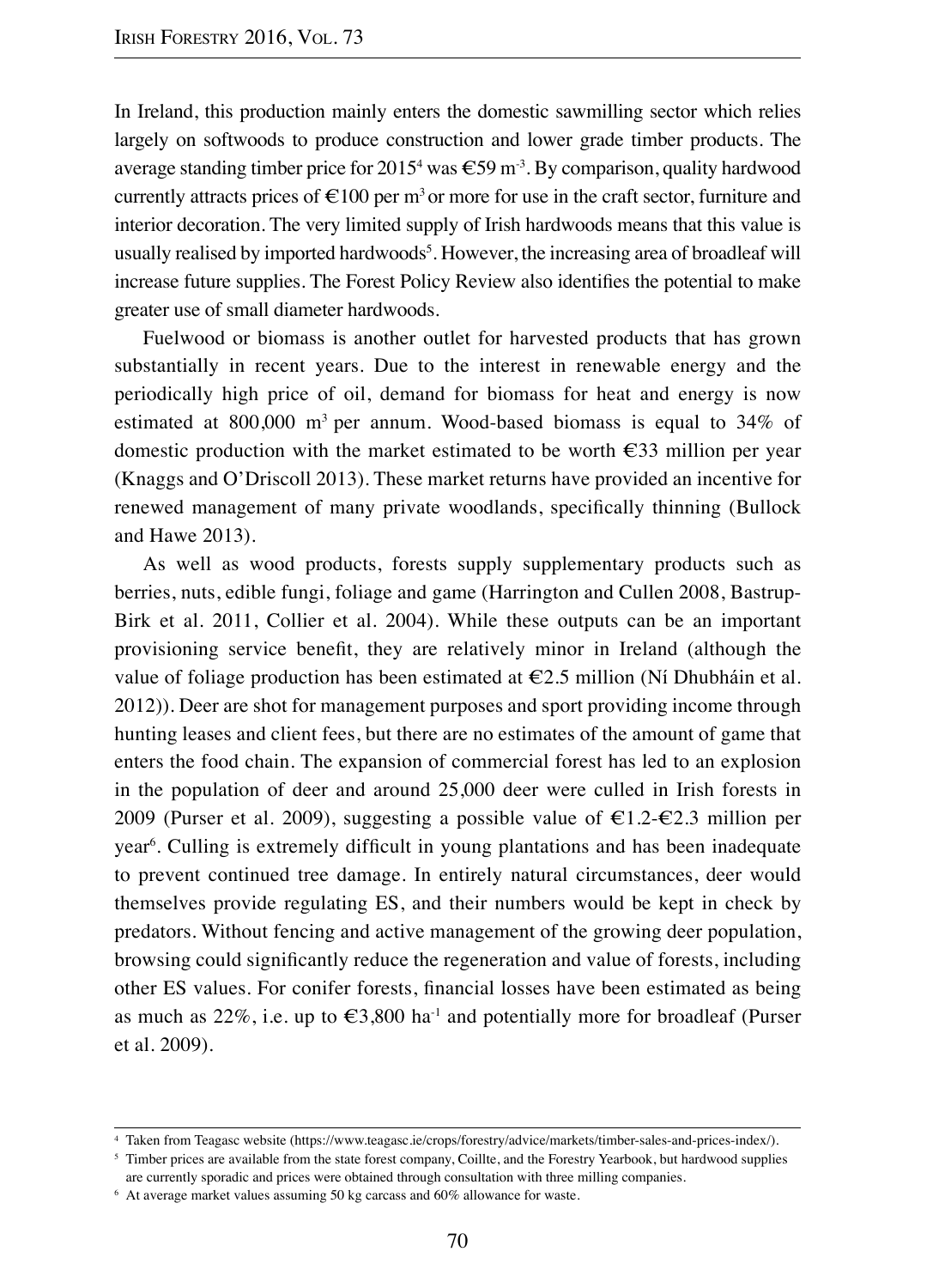In Ireland, this production mainly enters the domestic sawmilling sector which relies largely on softwoods to produce construction and lower grade timber products. The average standing timber price for 2015[4] was €59 $m^{-3}$. By comparison, quality hardwood currently attracts prices of €100 per $m^3$ or more for use in the craft sector, furniture and interior decoration. The very limited supply of Irish hardwoods means that this value is usually realised by imported hardwoods[5]. However, the increasing area of broadleaf will increase future supplies. The Forest Policy Review also identifies the potential to make greater use of small diameter hardwoods.

Fuelwood or biomass is another outlet for harvested products that has grown substantially in recent years. Due to the interest in renewable energy and the periodically high price of oil, demand for biomass for heat and energy is now estimated at 800,000 $m^3$ per annum. Wood-based biomass is equal to 34% of domestic production with the market estimated to be worth €33 million per year (Knaggs and O'Driscoll 2013). These market returns have provided an incentive for renewed management of many private woodlands, specifically thinning (Bullock and Hawe 2013).

As well as wood products, forests supply supplementary products such as berries, nuts, edible fungi, foliage and game (Harrington and Cullen 2008, Bastrup-Birk et al. 2011, Collier et al. 2004). While these outputs can be an important provisioning service benefit, they are relatively minor in Ireland (although the value of foliage production has been estimated at €2.5 million (Ní Dhubháin et al. 2012)). Deer are shot for management purposes and sport providing income through hunting leases and client fees, but there are no estimates of the amount of game that enters the food chain. The expansion of commercial forest has led to an explosion in the population of deer and around 25,000 deer were culled in Irish forests in 2009 (Purser et al. 2009), suggesting a possible value of €1.2-€2.3 million per year[6]. Culling is extremely difficult in young plantations and has been inadequate to prevent continued tree damage. In entirely natural circumstances, deer would themselves provide regulating ES, and their numbers would be kept in check by predators. Without fencing and active management of the growing deer population, browsing could significantly reduce the regeneration and value of forests, including other ES values. For conifer forests, financial losses have been estimated as being as much as 22%, i.e. up to €3,800 $ha^{-1}$ and potentially more for broadleaf (Purser et al. 2009).

---

[4] Taken from Teagasc website (https://www.teagasc.ie/crops/forestry/advice/markets/timber-sales-and-prices-index/).

[5] Timber prices are available from the state forest company, Coillte, and the Forestry Yearbook, but hardwood supplies are currently sporadic and prices were obtained through consultation with three milling companies.

[6] At average market values assuming 50 kg carcass and 60% allowance for waste.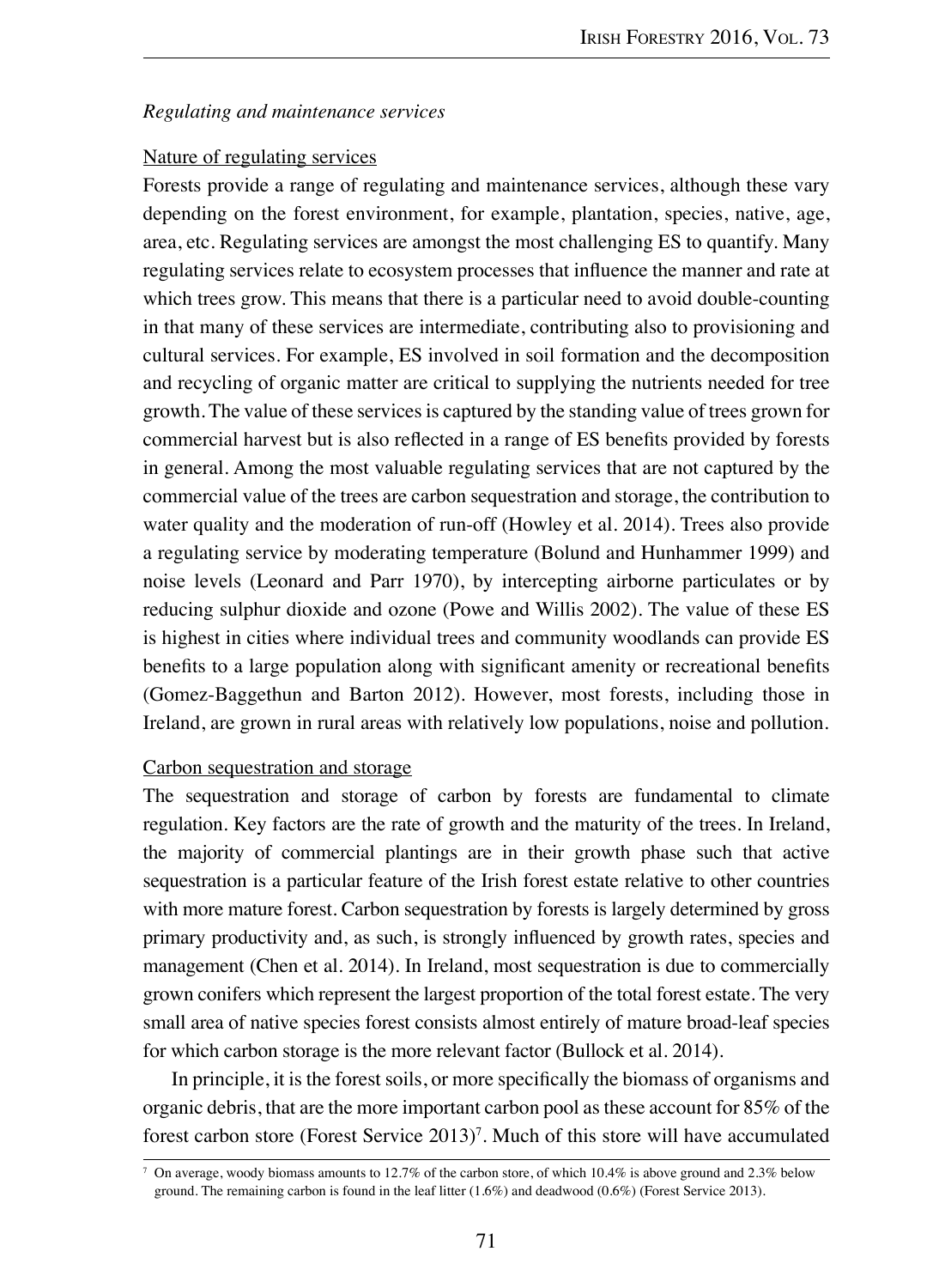### *Regulating and maintenance services*

Nature of regulating services

Forests provide a range of regulating and maintenance services, although these vary depending on the forest environment, for example, plantation, species, native, age, area, etc. Regulating services are amongst the most challenging ES to quantify. Many regulating services relate to ecosystem processes that influence the manner and rate at which trees grow. This means that there is a particular need to avoid double-counting in that many of these services are intermediate, contributing also to provisioning and cultural services. For example, ES involved in soil formation and the decomposition and recycling of organic matter are critical to supplying the nutrients needed for tree growth. The value of these services is captured by the standing value of trees grown for commercial harvest but is also reflected in a range of ES benefits provided by forests in general. Among the most valuable regulating services that are not captured by the commercial value of the trees are carbon sequestration and storage, the contribution to water quality and the moderation of run-off (Howley et al. 2014). Trees also provide a regulating service by moderating temperature (Bolund and Hunhammer 1999) and noise levels (Leonard and Parr 1970), by intercepting airborne particulates or by reducing sulphur dioxide and ozone (Powe and Willis 2002). The value of these ES is highest in cities where individual trees and community woodlands can provide ES benefits to a large population along with significant amenity or recreational benefits (Gomez-Baggethun and Barton 2012). However, most forests, including those in Ireland, are grown in rural areas with relatively low populations, noise and pollution.

Carbon sequestration and storage

The sequestration and storage of carbon by forests are fundamental to climate regulation. Key factors are the rate of growth and the maturity of the trees. In Ireland, the majority of commercial plantings are in their growth phase such that active sequestration is a particular feature of the Irish forest estate relative to other countries with more mature forest. Carbon sequestration by forests is largely determined by gross primary productivity and, as such, is strongly influenced by growth rates, species and management (Chen et al. 2014). In Ireland, most sequestration is due to commercially grown conifers which represent the largest proportion of the total forest estate. The very small area of native species forest consists almost entirely of mature broad-leaf species for which carbon storage is the more relevant factor (Bullock et al. 2014).

In principle, it is the forest soils, or more specifically the biomass of organisms and organic debris, that are the more important carbon pool as these account for 85% of the forest carbon store (Forest Service 2013)[7]. Much of this store will have accumulated

[7] On average, woody biomass amounts to 12.7% of the carbon store, of which 10.4% is above ground and 2.3% below ground. The remaining carbon is found in the leaf litter (1.6%) and deadwood (0.6%) (Forest Service 2013).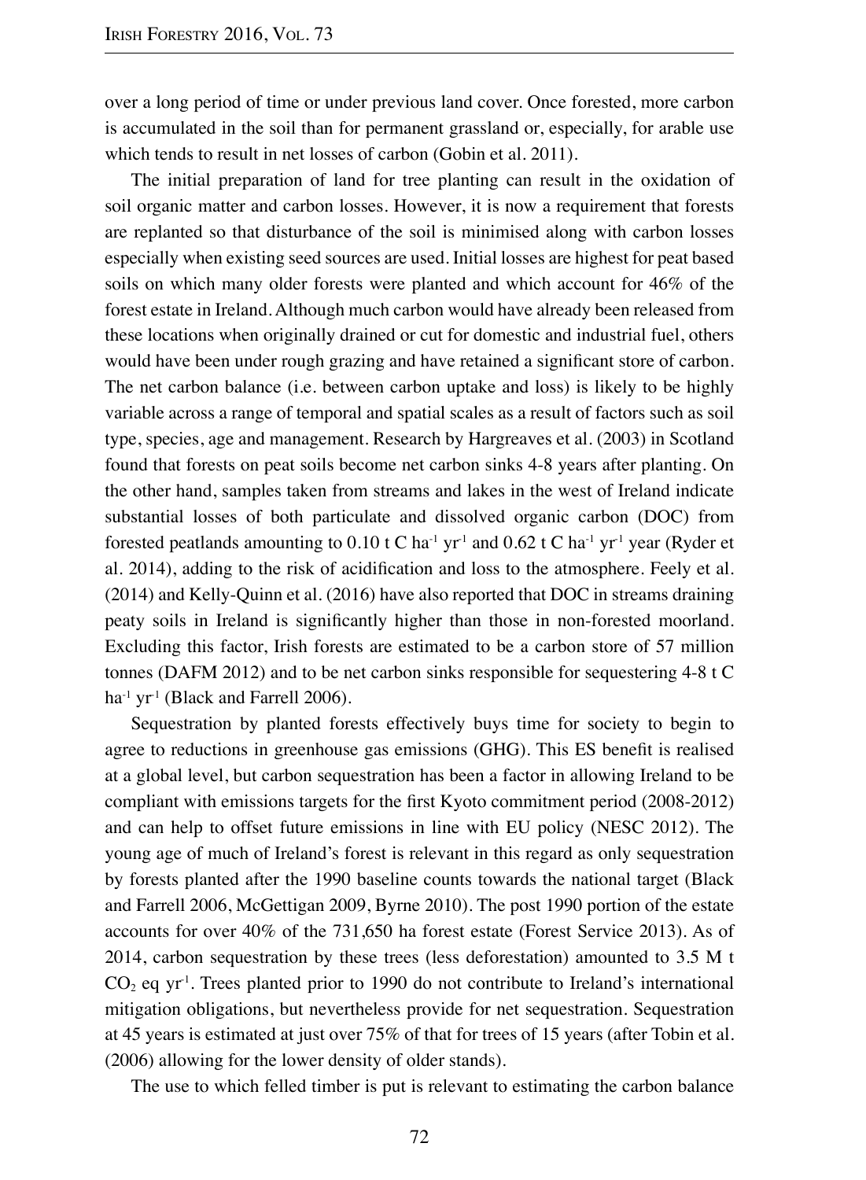over a long period of time or under previous land cover. Once forested, more carbon is accumulated in the soil than for permanent grassland or, especially, for arable use which tends to result in net losses of carbon (Gobin et al. 2011).

The initial preparation of land for tree planting can result in the oxidation of soil organic matter and carbon losses. However, it is now a requirement that forests are replanted so that disturbance of the soil is minimised along with carbon losses especially when existing seed sources are used. Initial losses are highest for peat based soils on which many older forests were planted and which account for 46% of the forest estate in Ireland. Although much carbon would have already been released from these locations when originally drained or cut for domestic and industrial fuel, others would have been under rough grazing and have retained a significant store of carbon. The net carbon balance (i.e. between carbon uptake and loss) is likely to be highly variable across a range of temporal and spatial scales as a result of factors such as soil type, species, age and management. Research by Hargreaves et al. (2003) in Scotland found that forests on peat soils become net carbon sinks 4-8 years after planting. On the other hand, samples taken from streams and lakes in the west of Ireland indicate substantial losses of both particulate and dissolved organic carbon (DOC) from forested peatlands amounting to 0.10 t C $ha^{-1}$ $yr^{-1}$ and 0.62 t C $ha^{-1}$ $yr^{-1}$ year (Ryder et al. 2014), adding to the risk of acidification and loss to the atmosphere. Feely et al. (2014) and Kelly-Quinn et al. (2016) have also reported that DOC in streams draining peaty soils in Ireland is significantly higher than those in non-forested moorland. Excluding this factor, Irish forests are estimated to be a carbon store of 57 million tonnes (DAFM 2012) and to be net carbon sinks responsible for sequestering 4-8 t C $ha^{-1}$ $yr^{-1}$ (Black and Farrell 2006).

Sequestration by planted forests effectively buys time for society to begin to agree to reductions in greenhouse gas emissions (GHG). This ES benefit is realised at a global level, but carbon sequestration has been a factor in allowing Ireland to be compliant with emissions targets for the first Kyoto commitment period (2008-2012) and can help to offset future emissions in line with EU policy (NESC 2012). The young age of much of Ireland's forest is relevant in this regard as only sequestration by forests planted after the 1990 baseline counts towards the national target (Black and Farrell 2006, McGettigan 2009, Byrne 2010). The post 1990 portion of the estate accounts for over 40% of the 731,650 ha forest estate (Forest Service 2013). As of 2014, carbon sequestration by these trees (less deforestation) amounted to 3.5 M t $CO_2$ eq $yr^{-1}$. Trees planted prior to 1990 do not contribute to Ireland's international mitigation obligations, but nevertheless provide for net sequestration. Sequestration at 45 years is estimated at just over 75% of that for trees of 15 years (after Tobin et al. (2006) allowing for the lower density of older stands).

The use to which felled timber is put is relevant to estimating the carbon balance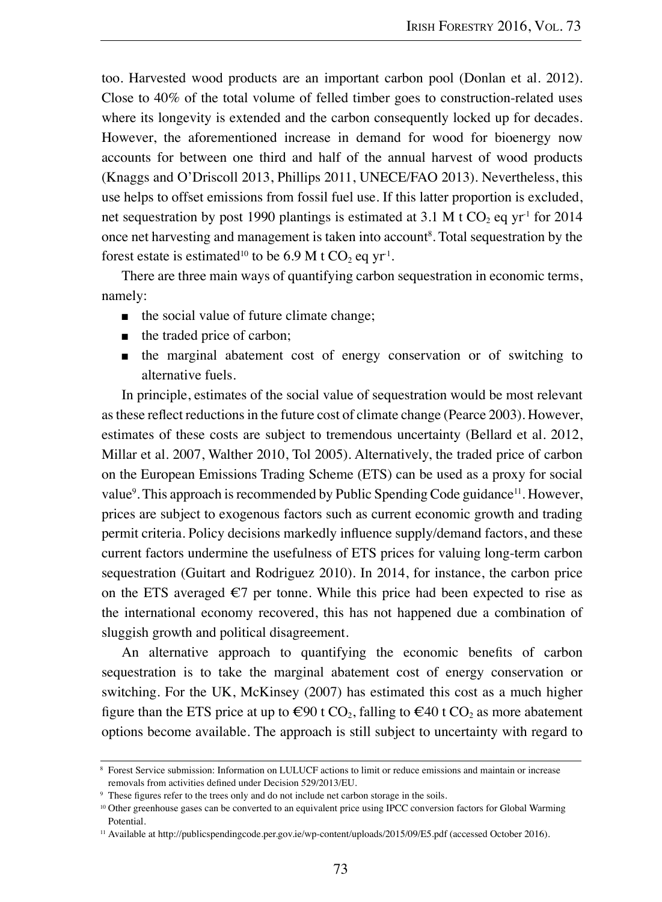too. Harvested wood products are an important carbon pool (Donlan et al. 2012). Close to 40% of the total volume of felled timber goes to construction-related uses where its longevity is extended and the carbon consequently locked up for decades. However, the aforementioned increase in demand for wood for bioenergy now accounts for between one third and half of the annual harvest of wood products (Knaggs and O'Driscoll 2013, Phillips 2011, UNECE/FAO 2013). Nevertheless, this use helps to offset emissions from fossil fuel use. If this latter proportion is excluded, net sequestration by post 1990 plantings is estimated at 3.1 M t $CO_2$ eq $yr^{-1}$ for 2014 once net harvesting and management is taken into account[8]. Total sequestration by the forest estate is estimated[10] to be 6.9 M t $CO_2$ eq $yr^{-1}$.

There are three main ways of quantifying carbon sequestration in economic terms, namely:

- the social value of future climate change;
- the traded price of carbon;
- the marginal abatement cost of energy conservation or of switching to alternative fuels.

In principle, estimates of the social value of sequestration would be most relevant as these reflect reductions in the future cost of climate change (Pearce 2003). However, estimates of these costs are subject to tremendous uncertainty (Bellard et al. 2012, Millar et al. 2007, Walther 2010, Tol 2005). Alternatively, the traded price of carbon on the European Emissions Trading Scheme (ETS) can be used as a proxy for social value[9]. This approach is recommended by Public Spending Code guidance[11]. However, prices are subject to exogenous factors such as current economic growth and trading permit criteria. Policy decisions markedly influence supply/demand factors, and these current factors undermine the usefulness of ETS prices for valuing long-term carbon sequestration (Guitart and Rodriguez 2010). In 2014, for instance, the carbon price on the ETS averaged €7 per tonne. While this price had been expected to rise as the international economy recovered, this has not happened due a combination of sluggish growth and political disagreement.

An alternative approach to quantifying the economic benefits of carbon sequestration is to take the marginal abatement cost of energy conservation or switching. For the UK, McKinsey (2007) has estimated this cost as a much higher figure than the ETS price at up to €90 t $CO_2$, falling to €40 t $CO_2$ as more abatement options become available. The approach is still subject to uncertainty with regard to

---

[8] Forest Service submission: Information on LULUCF actions to limit or reduce emissions and maintain or increase removals from activities defined under Decision 529/2013/EU.

[9] These figures refer to the trees only and do not include net carbon storage in the soils.

[10] Other greenhouse gases can be converted to an equivalent price using IPCC conversion factors for Global Warming Potential.

[11] Available at http://publicspendingcode.per.gov.ie/wp-content/uploads/2015/09/E5.pdf (accessed October 2016).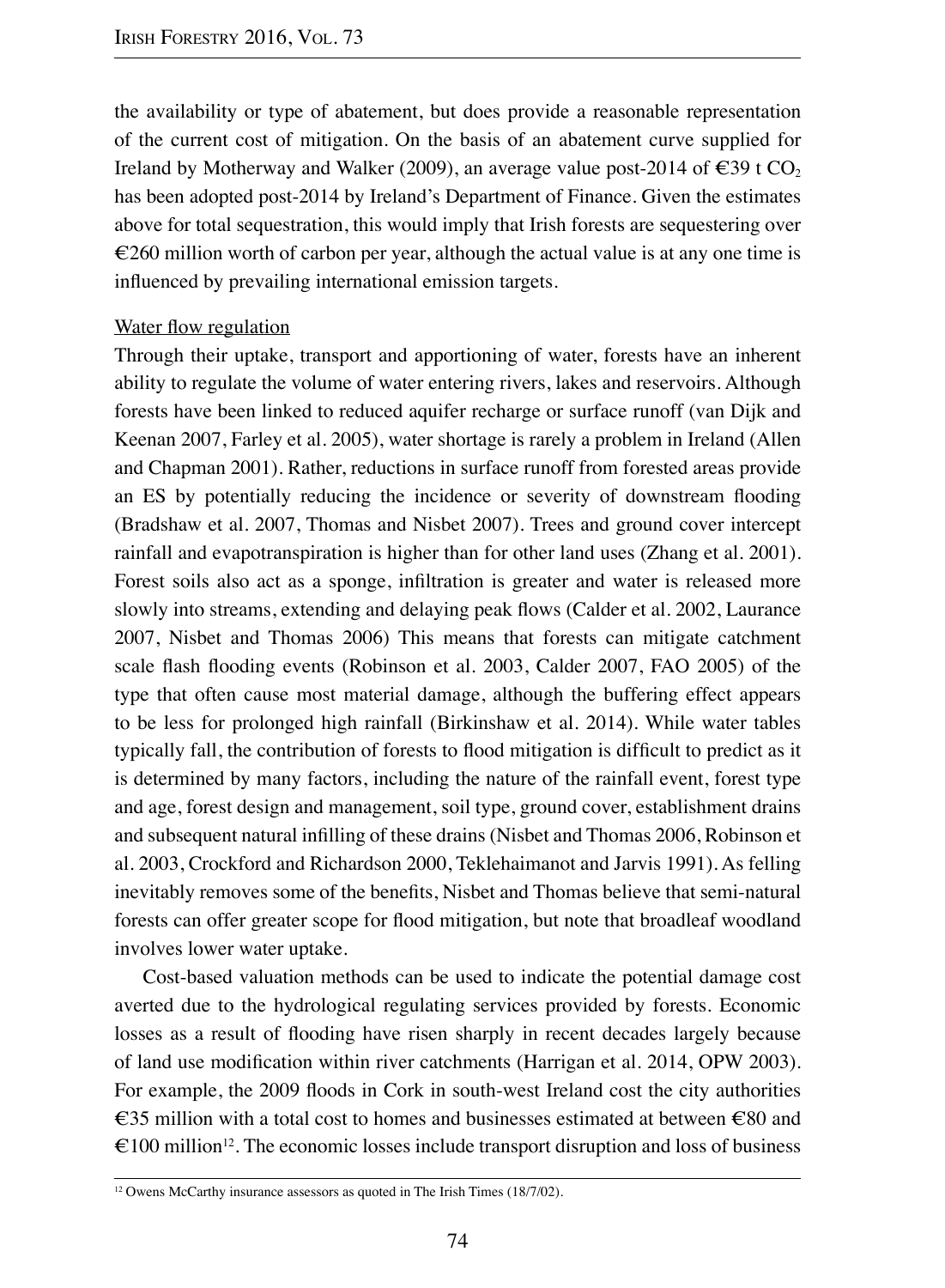the availability or type of abatement, but does provide a reasonable representation of the current cost of mitigation. On the basis of an abatement curve supplied for Ireland by Motherway and Walker (2009), an average value post-2014 of €39 t $CO_2$ has been adopted post-2014 by Ireland's Department of Finance. Given the estimates above for total sequestration, this would imply that Irish forests are sequestering over €260 million worth of carbon per year, although the actual value is at any one time is influenced by prevailing international emission targets.

<u>Water flow regulation</u>

Through their uptake, transport and apportioning of water, forests have an inherent ability to regulate the volume of water entering rivers, lakes and reservoirs. Although forests have been linked to reduced aquifer recharge or surface runoff (van Dijk and Keenan 2007, Farley et al. 2005), water shortage is rarely a problem in Ireland (Allen and Chapman 2001). Rather, reductions in surface runoff from forested areas provide an ES by potentially reducing the incidence or severity of downstream flooding (Bradshaw et al. 2007, Thomas and Nisbet 2007). Trees and ground cover intercept rainfall and evapotranspiration is higher than for other land uses (Zhang et al. 2001). Forest soils also act as a sponge, infiltration is greater and water is released more slowly into streams, extending and delaying peak flows (Calder et al. 2002, Laurance 2007, Nisbet and Thomas 2006) This means that forests can mitigate catchment scale flash flooding events (Robinson et al. 2003, Calder 2007, FAO 2005) of the type that often cause most material damage, although the buffering effect appears to be less for prolonged high rainfall (Birkinshaw et al. 2014). While water tables typically fall, the contribution of forests to flood mitigation is difficult to predict as it is determined by many factors, including the nature of the rainfall event, forest type and age, forest design and management, soil type, ground cover, establishment drains and subsequent natural infilling of these drains (Nisbet and Thomas 2006, Robinson et al. 2003, Crockford and Richardson 2000, Teklehaimanot and Jarvis 1991). As felling inevitably removes some of the benefits, Nisbet and Thomas believe that semi-natural forests can offer greater scope for flood mitigation, but note that broadleaf woodland involves lower water uptake.

Cost-based valuation methods can be used to indicate the potential damage cost averted due to the hydrological regulating services provided by forests. Economic losses as a result of flooding have risen sharply in recent decades largely because of land use modification within river catchments (Harrigan et al. 2014, OPW 2003). For example, the 2009 floods in Cork in south-west Ireland cost the city authorities €35 million with a total cost to homes and businesses estimated at between €80 and €100 million[12]. The economic losses include transport disruption and loss of business

[12] Owens McCarthy insurance assessors as quoted in The Irish Times (18/7/02).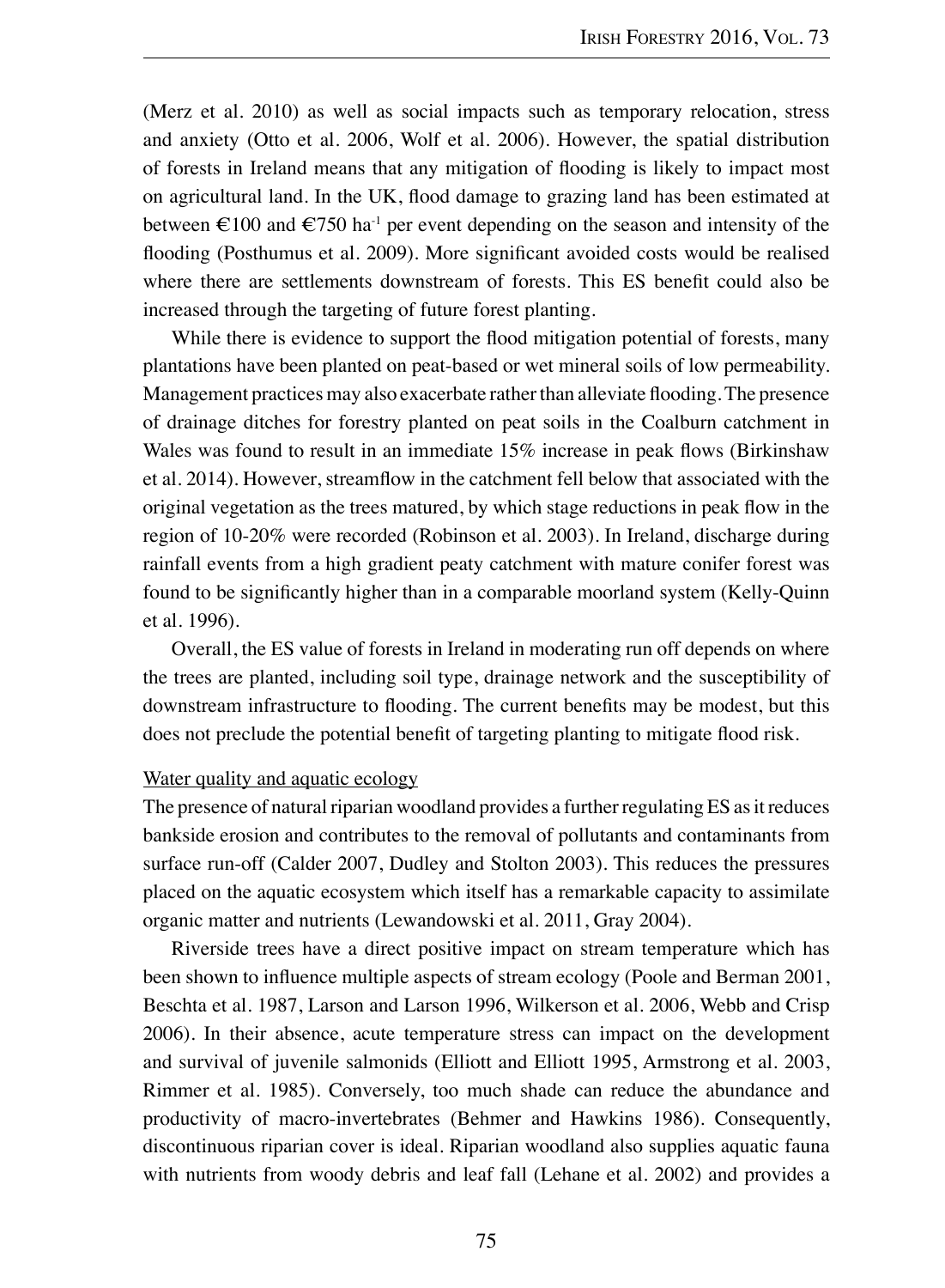(Merz et al. 2010) as well as social impacts such as temporary relocation, stress and anxiety (Otto et al. 2006, Wolf et al. 2006). However, the spatial distribution of forests in Ireland means that any mitigation of flooding is likely to impact most on agricultural land. In the UK, flood damage to grazing land has been estimated at between €100 and €750 ha$^{-1}$ per event depending on the season and intensity of the flooding (Posthumus et al. 2009). More significant avoided costs would be realised where there are settlements downstream of forests. This ES benefit could also be increased through the targeting of future forest planting.

While there is evidence to support the flood mitigation potential of forests, many plantations have been planted on peat-based or wet mineral soils of low permeability. Management practices may also exacerbate rather than alleviate flooding. The presence of drainage ditches for forestry planted on peat soils in the Coalburn catchment in Wales was found to result in an immediate 15% increase in peak flows (Birkinshaw et al. 2014). However, streamflow in the catchment fell below that associated with the original vegetation as the trees matured, by which stage reductions in peak flow in the region of 10-20% were recorded (Robinson et al. 2003). In Ireland, discharge during rainfall events from a high gradient peaty catchment with mature conifer forest was found to be significantly higher than in a comparable moorland system (Kelly-Quinn et al. 1996).

Overall, the ES value of forests in Ireland in moderating run off depends on where the trees are planted, including soil type, drainage network and the susceptibility of downstream infrastructure to flooding. The current benefits may be modest, but this does not preclude the potential benefit of targeting planting to mitigate flood risk.

### Water quality and aquatic ecology

The presence of natural riparian woodland provides a further regulating ES as it reduces bankside erosion and contributes to the removal of pollutants and contaminants from surface run-off (Calder 2007, Dudley and Stolton 2003). This reduces the pressures placed on the aquatic ecosystem which itself has a remarkable capacity to assimilate organic matter and nutrients (Lewandowski et al. 2011, Gray 2004).

Riverside trees have a direct positive impact on stream temperature which has been shown to influence multiple aspects of stream ecology (Poole and Berman 2001, Beschta et al. 1987, Larson and Larson 1996, Wilkerson et al. 2006, Webb and Crisp 2006). In their absence, acute temperature stress can impact on the development and survival of juvenile salmonids (Elliott and Elliott 1995, Armstrong et al. 2003, Rimmer et al. 1985). Conversely, too much shade can reduce the abundance and productivity of macro-invertebrates (Behmer and Hawkins 1986). Consequently, discontinuous riparian cover is ideal. Riparian woodland also supplies aquatic fauna with nutrients from woody debris and leaf fall (Lehane et al. 2002) and provides a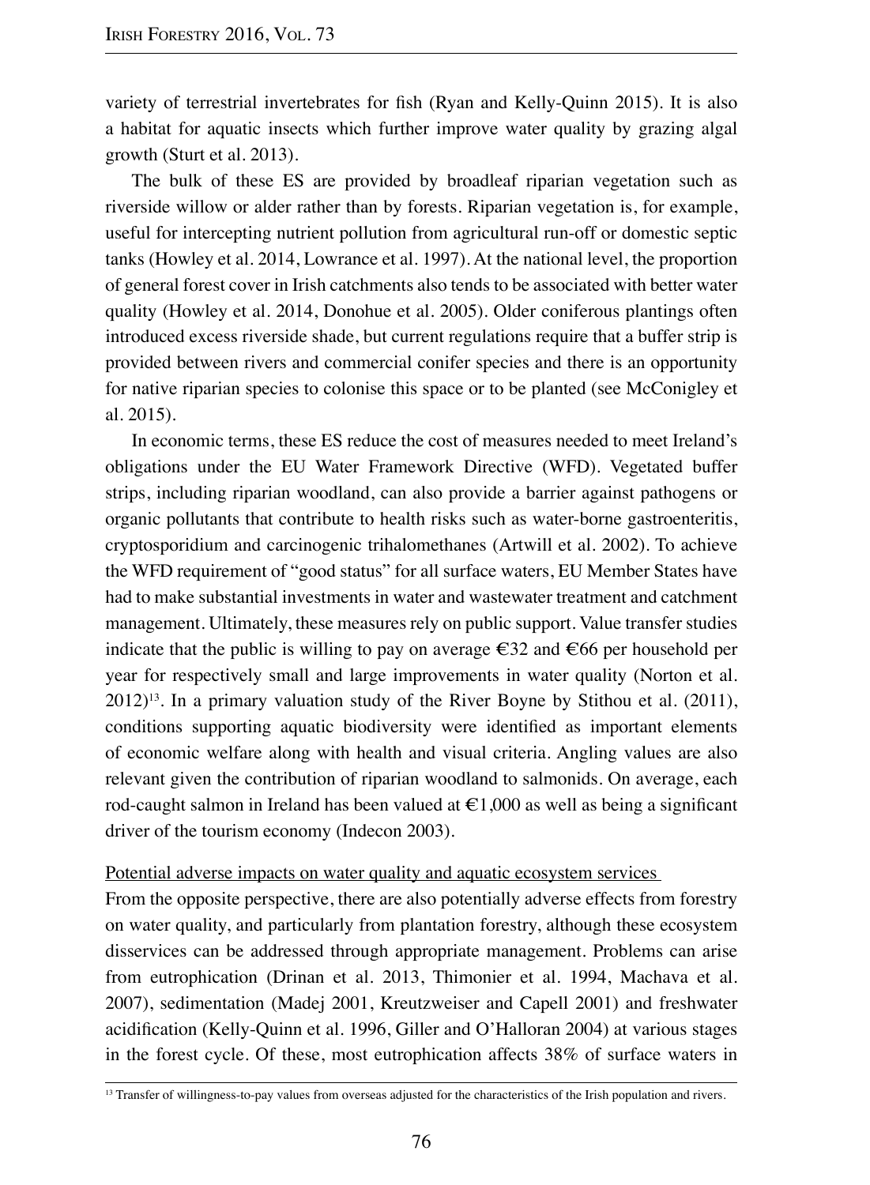variety of terrestrial invertebrates for fish (Ryan and Kelly-Quinn 2015). It is also a habitat for aquatic insects which further improve water quality by grazing algal growth (Sturt et al. 2013).

The bulk of these ES are provided by broadleaf riparian vegetation such as riverside willow or alder rather than by forests. Riparian vegetation is, for example, useful for intercepting nutrient pollution from agricultural run-off or domestic septic tanks (Howley et al. 2014, Lowrance et al. 1997). At the national level, the proportion of general forest cover in Irish catchments also tends to be associated with better water quality (Howley et al. 2014, Donohue et al. 2005). Older coniferous plantings often introduced excess riverside shade, but current regulations require that a buffer strip is provided between rivers and commercial conifer species and there is an opportunity for native riparian species to colonise this space or to be planted (see McConigley et al. 2015).

In economic terms, these ES reduce the cost of measures needed to meet Ireland's obligations under the EU Water Framework Directive (WFD). Vegetated buffer strips, including riparian woodland, can also provide a barrier against pathogens or organic pollutants that contribute to health risks such as water-borne gastroenteritis, cryptosporidium and carcinogenic trihalomethanes (Artwill et al. 2002). To achieve the WFD requirement of "good status" for all surface waters, EU Member States have had to make substantial investments in water and wastewater treatment and catchment management. Ultimately, these measures rely on public support. Value transfer studies indicate that the public is willing to pay on average €32 and €66 per household per year for respectively small and large improvements in water quality (Norton et al. 2012)[13]. In a primary valuation study of the River Boyne by Stithou et al. (2011), conditions supporting aquatic biodiversity were identified as important elements of economic welfare along with health and visual criteria. Angling values are also relevant given the contribution of riparian woodland to salmonids. On average, each rod-caught salmon in Ireland has been valued at €1,000 as well as being a significant driver of the tourism economy (Indecon 2003).

Potential adverse impacts on water quality and aquatic ecosystem services

From the opposite perspective, there are also potentially adverse effects from forestry on water quality, and particularly from plantation forestry, although these ecosystem disservices can be addressed through appropriate management. Problems can arise from eutrophication (Drinan et al. 2013, Thimonier et al. 1994, Machava et al. 2007), sedimentation (Madej 2001, Kreutzweiser and Capell 2001) and freshwater acidification (Kelly-Quinn et al. 1996, Giller and O'Halloran 2004) at various stages in the forest cycle. Of these, most eutrophication affects 38% of surface waters in

[13] Transfer of willingness-to-pay values from overseas adjusted for the characteristics of the Irish population and rivers.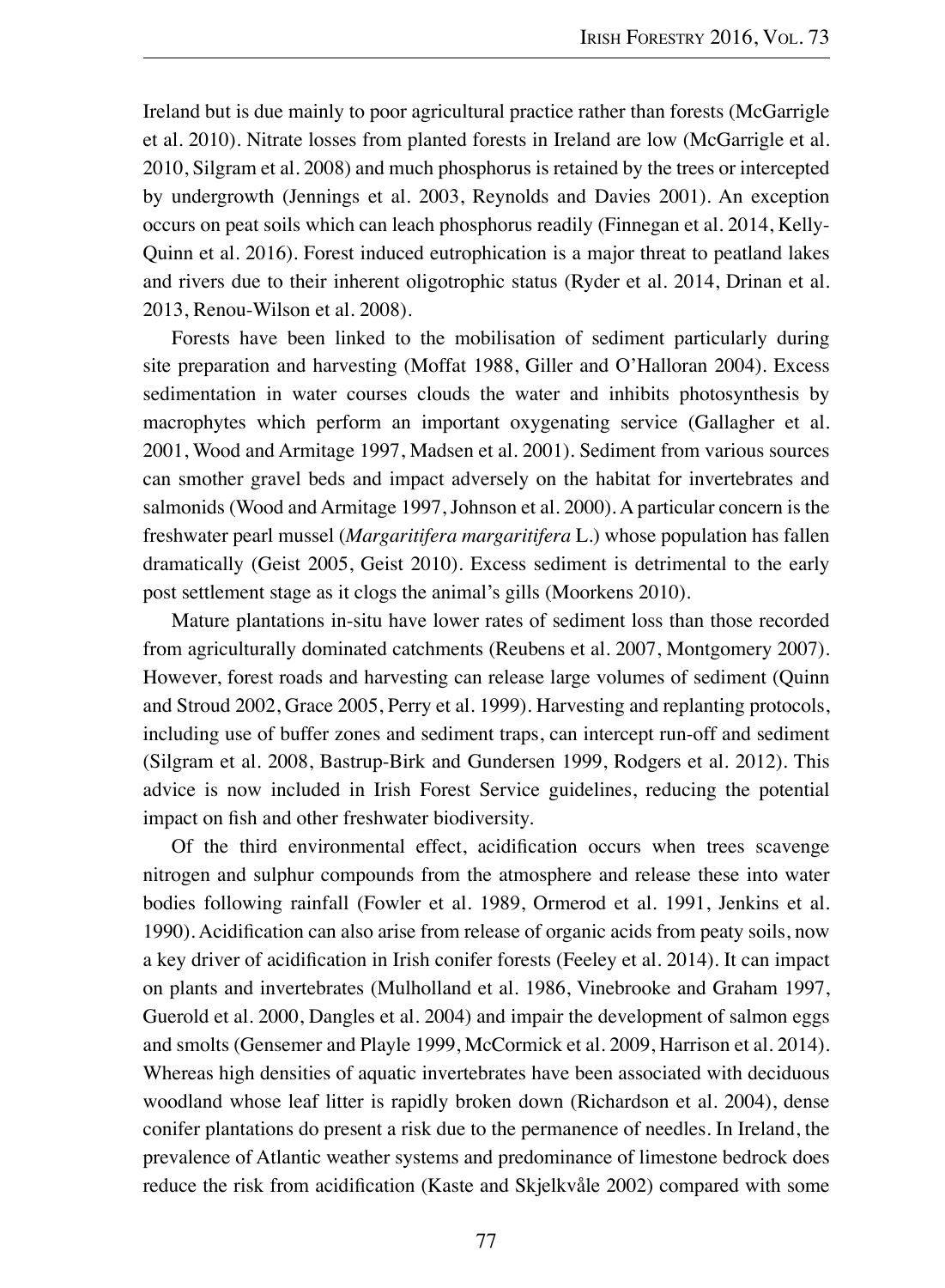Ireland but is due mainly to poor agricultural practice rather than forests (McGarrigle et al. 2010). Nitrate losses from planted forests in Ireland are low (McGarrigle et al. 2010, Silgram et al. 2008) and much phosphorus is retained by the trees or intercepted by undergrowth (Jennings et al. 2003, Reynolds and Davies 2001). An exception occurs on peat soils which can leach phosphorus readily (Finnegan et al. 2014, Kelly-Quinn et al. 2016). Forest induced eutrophication is a major threat to peatland lakes and rivers due to their inherent oligotrophic status (Ryder et al. 2014, Drinan et al. 2013, Renou-Wilson et al. 2008).

Forests have been linked to the mobilisation of sediment particularly during site preparation and harvesting (Moffat 1988, Giller and O'Halloran 2004). Excess sedimentation in water courses clouds the water and inhibits photosynthesis by macrophytes which perform an important oxygenating service (Gallagher et al. 2001, Wood and Armitage 1997, Madsen et al. 2001). Sediment from various sources can smother gravel beds and impact adversely on the habitat for invertebrates and salmonids (Wood and Armitage 1997, Johnson et al. 2000). A particular concern is the freshwater pearl mussel (*Margaritifera margaritifera* L.) whose population has fallen dramatically (Geist 2005, Geist 2010). Excess sediment is detrimental to the early post settlement stage as it clogs the animal's gills (Moorkens 2010).

Mature plantations in-situ have lower rates of sediment loss than those recorded from agriculturally dominated catchments (Reubens et al. 2007, Montgomery 2007). However, forest roads and harvesting can release large volumes of sediment (Quinn and Stroud 2002, Grace 2005, Perry et al. 1999). Harvesting and replanting protocols, including use of buffer zones and sediment traps, can intercept run-off and sediment (Silgram et al. 2008, Bastrup-Birk and Gundersen 1999, Rodgers et al. 2012). This advice is now included in Irish Forest Service guidelines, reducing the potential impact on fish and other freshwater biodiversity.

Of the third environmental effect, acidification occurs when trees scavenge nitrogen and sulphur compounds from the atmosphere and release these into water bodies following rainfall (Fowler et al. 1989, Ormerod et al. 1991, Jenkins et al. 1990). Acidification can also arise from release of organic acids from peaty soils, now a key driver of acidification in Irish conifer forests (Feeley et al. 2014). It can impact on plants and invertebrates (Mulholland et al. 1986, Vinebrooke and Graham 1997, Guerold et al. 2000, Dangles et al. 2004) and impair the development of salmon eggs and smolts (Gensemer and Playle 1999, McCormick et al. 2009, Harrison et al. 2014). Whereas high densities of aquatic invertebrates have been associated with deciduous woodland whose leaf litter is rapidly broken down (Richardson et al. 2004), dense conifer plantations do present a risk due to the permanence of needles. In Ireland, the prevalence of Atlantic weather systems and predominance of limestone bedrock does reduce the risk from acidification (Kaste and Skjelkvåle 2002) compared with some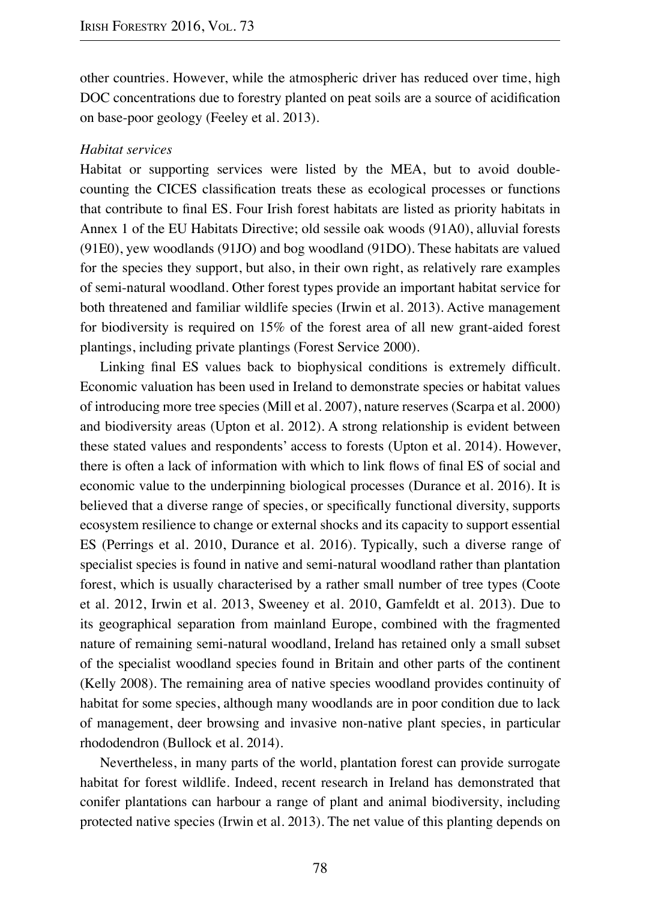other countries. However, while the atmospheric driver has reduced over time, high DOC concentrations due to forestry planted on peat soils are a source of acidification on base-poor geology (Feeley et al. 2013).

*Habitat services*

Habitat or supporting services were listed by the MEA, but to avoid double-counting the CICES classification treats these as ecological processes or functions that contribute to final ES. Four Irish forest habitats are listed as priority habitats in Annex 1 of the EU Habitats Directive; old sessile oak woods (91A0), alluvial forests (91E0), yew woodlands (91JO) and bog woodland (91DO). These habitats are valued for the species they support, but also, in their own right, as relatively rare examples of semi-natural woodland. Other forest types provide an important habitat service for both threatened and familiar wildlife species (Irwin et al. 2013). Active management for biodiversity is required on 15% of the forest area of all new grant-aided forest plantings, including private plantings (Forest Service 2000).

Linking final ES values back to biophysical conditions is extremely difficult. Economic valuation has been used in Ireland to demonstrate species or habitat values of introducing more tree species (Mill et al. 2007), nature reserves (Scarpa et al. 2000) and biodiversity areas (Upton et al. 2012). A strong relationship is evident between these stated values and respondents' access to forests (Upton et al. 2014). However, there is often a lack of information with which to link flows of final ES of social and economic value to the underpinning biological processes (Durance et al. 2016). It is believed that a diverse range of species, or specifically functional diversity, supports ecosystem resilience to change or external shocks and its capacity to support essential ES (Perrings et al. 2010, Durance et al. 2016). Typically, such a diverse range of specialist species is found in native and semi-natural woodland rather than plantation forest, which is usually characterised by a rather small number of tree types (Coote et al. 2012, Irwin et al. 2013, Sweeney et al. 2010, Gamfeldt et al. 2013). Due to its geographical separation from mainland Europe, combined with the fragmented nature of remaining semi-natural woodland, Ireland has retained only a small subset of the specialist woodland species found in Britain and other parts of the continent (Kelly 2008). The remaining area of native species woodland provides continuity of habitat for some species, although many woodlands are in poor condition due to lack of management, deer browsing and invasive non-native plant species, in particular rhododendron (Bullock et al. 2014).

Nevertheless, in many parts of the world, plantation forest can provide surrogate habitat for forest wildlife. Indeed, recent research in Ireland has demonstrated that conifer plantations can harbour a range of plant and animal biodiversity, including protected native species (Irwin et al. 2013). The net value of this planting depends on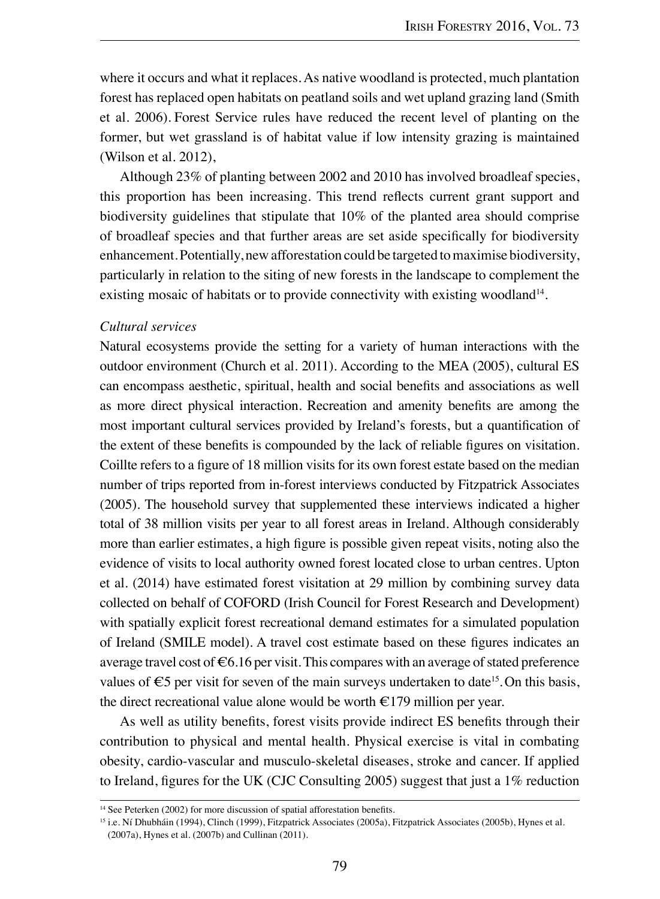where it occurs and what it replaces. As native woodland is protected, much plantation forest has replaced open habitats on peatland soils and wet upland grazing land (Smith et al. 2006). Forest Service rules have reduced the recent level of planting on the former, but wet grassland is of habitat value if low intensity grazing is maintained (Wilson et al. 2012),

Although 23% of planting between 2002 and 2010 has involved broadleaf species, this proportion has been increasing. This trend reflects current grant support and biodiversity guidelines that stipulate that 10% of the planted area should comprise of broadleaf species and that further areas are set aside specifically for biodiversity enhancement. Potentially, new afforestation could be targeted to maximise biodiversity, particularly in relation to the siting of new forests in the landscape to complement the existing mosaic of habitats or to provide connectivity with existing woodland[14].

*Cultural services*

Natural ecosystems provide the setting for a variety of human interactions with the outdoor environment (Church et al. 2011). According to the MEA (2005), cultural ES can encompass aesthetic, spiritual, health and social benefits and associations as well as more direct physical interaction. Recreation and amenity benefits are among the most important cultural services provided by Ireland's forests, but a quantification of the extent of these benefits is compounded by the lack of reliable figures on visitation. Coillte refers to a figure of 18 million visits for its own forest estate based on the median number of trips reported from in-forest interviews conducted by Fitzpatrick Associates (2005). The household survey that supplemented these interviews indicated a higher total of 38 million visits per year to all forest areas in Ireland. Although considerably more than earlier estimates, a high figure is possible given repeat visits, noting also the evidence of visits to local authority owned forest located close to urban centres. Upton et al. (2014) have estimated forest visitation at 29 million by combining survey data collected on behalf of COFORD (Irish Council for Forest Research and Development) with spatially explicit forest recreational demand estimates for a simulated population of Ireland (SMILE model). A travel cost estimate based on these figures indicates an average travel cost of €6.16 per visit. This compares with an average of stated preference values of €5 per visit for seven of the main surveys undertaken to date[15]. On this basis, the direct recreational value alone would be worth €179 million per year.

As well as utility benefits, forest visits provide indirect ES benefits through their contribution to physical and mental health. Physical exercise is vital in combating obesity, cardio-vascular and musculo-skeletal diseases, stroke and cancer. If applied to Ireland, figures for the UK (CJC Consulting 2005) suggest that just a 1% reduction

[14] See Peterken (2002) for more discussion of spatial afforestation benefits.

[15] i.e. Ní Dhubháin (1994), Clinch (1999), Fitzpatrick Associates (2005a), Fitzpatrick Associates (2005b), Hynes et al. (2007a), Hynes et al. (2007b) and Cullinan (2011).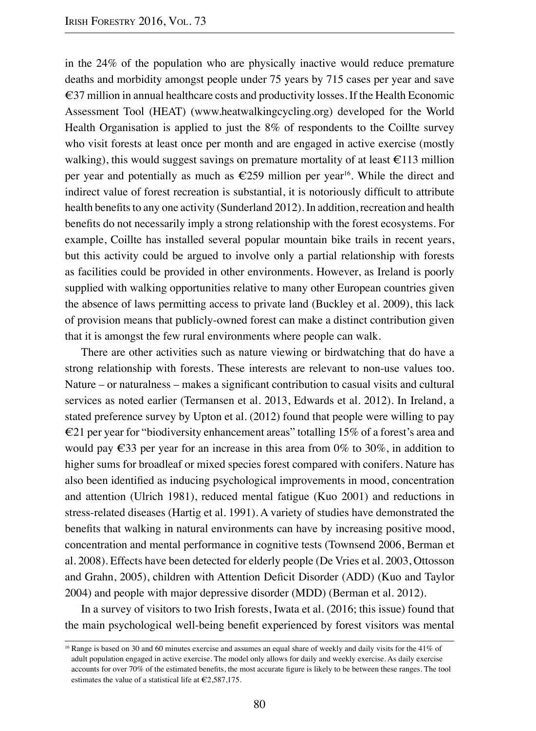in the 24% of the population who are physically inactive would reduce premature deaths and morbidity amongst people under 75 years by 715 cases per year and save €37 million in annual healthcare costs and productivity losses. If the Health Economic Assessment Tool (HEAT) (www.heatwalkingcycling.org) developed for the World Health Organisation is applied to just the 8% of respondents to the Coillte survey who visit forests at least once per month and are engaged in active exercise (mostly walking), this would suggest savings on premature mortality of at least €113 million per year and potentially as much as €259 million per year[16]. While the direct and indirect value of forest recreation is substantial, it is notoriously difficult to attribute health benefits to any one activity (Sunderland 2012). In addition, recreation and health benefits do not necessarily imply a strong relationship with the forest ecosystems. For example, Coillte has installed several popular mountain bike trails in recent years, but this activity could be argued to involve only a partial relationship with forests as facilities could be provided in other environments. However, as Ireland is poorly supplied with walking opportunities relative to many other European countries given the absence of laws permitting access to private land (Buckley et al. 2009), this lack of provision means that publicly-owned forest can make a distinct contribution given that it is amongst the few rural environments where people can walk.

There are other activities such as nature viewing or birdwatching that do have a strong relationship with forests. These interests are relevant to non-use values too. Nature – or naturalness – makes a significant contribution to casual visits and cultural services as noted earlier (Termansen et al. 2013, Edwards et al. 2012). In Ireland, a stated preference survey by Upton et al. (2012) found that people were willing to pay €21 per year for "biodiversity enhancement areas" totalling 15% of a forest's area and would pay €33 per year for an increase in this area from 0% to 30%, in addition to higher sums for broadleaf or mixed species forest compared with conifers. Nature has also been identified as inducing psychological improvements in mood, concentration and attention (Ulrich 1981), reduced mental fatigue (Kuo 2001) and reductions in stress-related diseases (Hartig et al. 1991). A variety of studies have demonstrated the benefits that walking in natural environments can have by increasing positive mood, concentration and mental performance in cognitive tests (Townsend 2006, Berman et al. 2008). Effects have been detected for elderly people (De Vries et al. 2003, Ottosson and Grahn, 2005), children with Attention Deficit Disorder (ADD) (Kuo and Taylor 2004) and people with major depressive disorder (MDD) (Berman et al. 2012).

In a survey of visitors to two Irish forests, Iwata et al. (2016; this issue) found that the main psychological well-being benefit experienced by forest visitors was mental

---

[16] Range is based on 30 and 60 minutes exercise and assumes an equal share of weekly and daily visits for the 41% of adult population engaged in active exercise. The model only allows for daily and weekly exercise. As daily exercise accounts for over 70% of the estimated benefits, the most accurate figure is likely to be between these ranges. The tool estimates the value of a statistical life at €2,587,175.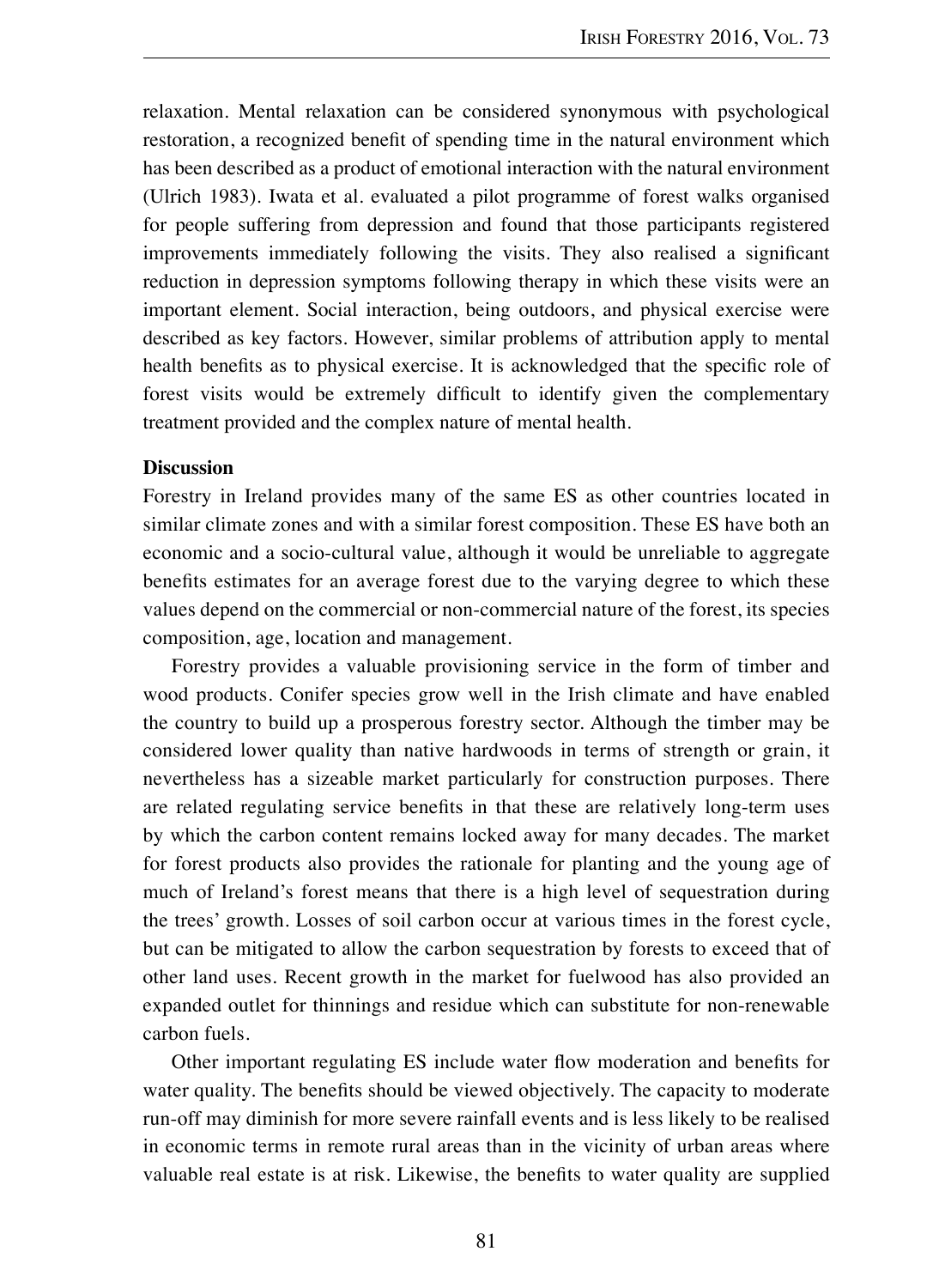relaxation. Mental relaxation can be considered synonymous with psychological restoration, a recognized benefit of spending time in the natural environment which has been described as a product of emotional interaction with the natural environment (Ulrich 1983). Iwata et al. evaluated a pilot programme of forest walks organised for people suffering from depression and found that those participants registered improvements immediately following the visits. They also realised a significant reduction in depression symptoms following therapy in which these visits were an important element. Social interaction, being outdoors, and physical exercise were described as key factors. However, similar problems of attribution apply to mental health benefits as to physical exercise. It is acknowledged that the specific role of forest visits would be extremely difficult to identify given the complementary treatment provided and the complex nature of mental health.

**Discussion**

Forestry in Ireland provides many of the same ES as other countries located in similar climate zones and with a similar forest composition. These ES have both an economic and a socio-cultural value, although it would be unreliable to aggregate benefits estimates for an average forest due to the varying degree to which these values depend on the commercial or non-commercial nature of the forest, its species composition, age, location and management.

Forestry provides a valuable provisioning service in the form of timber and wood products. Conifer species grow well in the Irish climate and have enabled the country to build up a prosperous forestry sector. Although the timber may be considered lower quality than native hardwoods in terms of strength or grain, it nevertheless has a sizeable market particularly for construction purposes. There are related regulating service benefits in that these are relatively long-term uses by which the carbon content remains locked away for many decades. The market for forest products also provides the rationale for planting and the young age of much of Ireland's forest means that there is a high level of sequestration during the trees' growth. Losses of soil carbon occur at various times in the forest cycle, but can be mitigated to allow the carbon sequestration by forests to exceed that of other land uses. Recent growth in the market for fuelwood has also provided an expanded outlet for thinnings and residue which can substitute for non-renewable carbon fuels.

Other important regulating ES include water flow moderation and benefits for water quality. The benefits should be viewed objectively. The capacity to moderate run-off may diminish for more severe rainfall events and is less likely to be realised in economic terms in remote rural areas than in the vicinity of urban areas where valuable real estate is at risk. Likewise, the benefits to water quality are supplied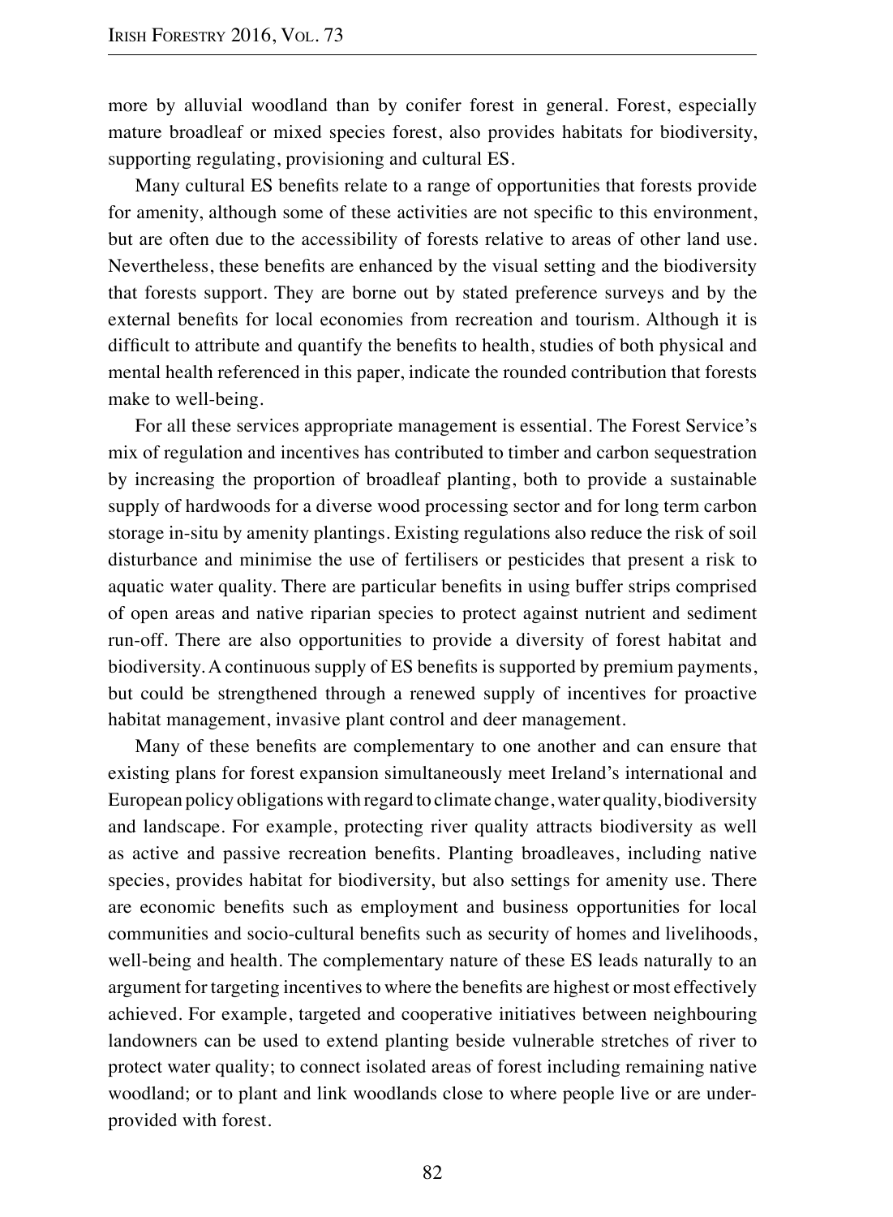more by alluvial woodland than by conifer forest in general. Forest, especially mature broadleaf or mixed species forest, also provides habitats for biodiversity, supporting regulating, provisioning and cultural ES.

Many cultural ES benefits relate to a range of opportunities that forests provide for amenity, although some of these activities are not specific to this environment, but are often due to the accessibility of forests relative to areas of other land use. Nevertheless, these benefits are enhanced by the visual setting and the biodiversity that forests support. They are borne out by stated preference surveys and by the external benefits for local economies from recreation and tourism. Although it is difficult to attribute and quantify the benefits to health, studies of both physical and mental health referenced in this paper, indicate the rounded contribution that forests make to well-being.

For all these services appropriate management is essential. The Forest Service's mix of regulation and incentives has contributed to timber and carbon sequestration by increasing the proportion of broadleaf planting, both to provide a sustainable supply of hardwoods for a diverse wood processing sector and for long term carbon storage in-situ by amenity plantings. Existing regulations also reduce the risk of soil disturbance and minimise the use of fertilisers or pesticides that present a risk to aquatic water quality. There are particular benefits in using buffer strips comprised of open areas and native riparian species to protect against nutrient and sediment run-off. There are also opportunities to provide a diversity of forest habitat and biodiversity. A continuous supply of ES benefits is supported by premium payments, but could be strengthened through a renewed supply of incentives for proactive habitat management, invasive plant control and deer management.

Many of these benefits are complementary to one another and can ensure that existing plans for forest expansion simultaneously meet Ireland's international and European policy obligations with regard to climate change, water quality, biodiversity and landscape. For example, protecting river quality attracts biodiversity as well as active and passive recreation benefits. Planting broadleaves, including native species, provides habitat for biodiversity, but also settings for amenity use. There are economic benefits such as employment and business opportunities for local communities and socio-cultural benefits such as security of homes and livelihoods, well-being and health. The complementary nature of these ES leads naturally to an argument for targeting incentives to where the benefits are highest or most effectively achieved. For example, targeted and cooperative initiatives between neighbouring landowners can be used to extend planting beside vulnerable stretches of river to protect water quality; to connect isolated areas of forest including remaining native woodland; or to plant and link woodlands close to where people live or are under-provided with forest.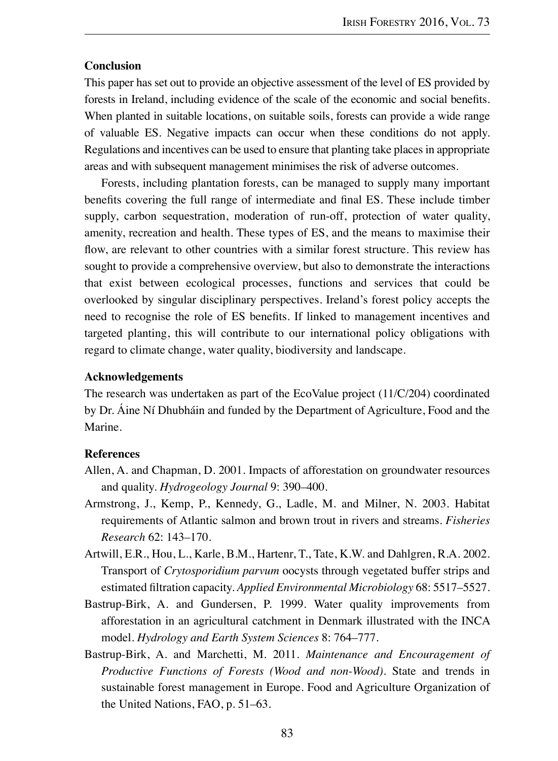## Conclusion

This paper has set out to provide an objective assessment of the level of ES provided by forests in Ireland, including evidence of the scale of the economic and social benefits. When planted in suitable locations, on suitable soils, forests can provide a wide range of valuable ES. Negative impacts can occur when these conditions do not apply. Regulations and incentives can be used to ensure that planting take places in appropriate areas and with subsequent management minimises the risk of adverse outcomes.

Forests, including plantation forests, can be managed to supply many important benefits covering the full range of intermediate and final ES. These include timber supply, carbon sequestration, moderation of run-off, protection of water quality, amenity, recreation and health. These types of ES, and the means to maximise their flow, are relevant to other countries with a similar forest structure. This review has sought to provide a comprehensive overview, but also to demonstrate the interactions that exist between ecological processes, functions and services that could be overlooked by singular disciplinary perspectives. Ireland's forest policy accepts the need to recognise the role of ES benefits. If linked to management incentives and targeted planting, this will contribute to our international policy obligations with regard to climate change, water quality, biodiversity and landscape.

## Acknowledgements

The research was undertaken as part of the EcoValue project (11/C/204) coordinated by Dr. Áine Ní Dhubháin and funded by the Department of Agriculture, Food and the Marine.

## References

Allen, A. and Chapman, D. 2001. Impacts of afforestation on groundwater resources and quality. *Hydrogeology Journal* 9: 390–400.

Armstrong, J., Kemp, P., Kennedy, G., Ladle, M. and Milner, N. 2003. Habitat requirements of Atlantic salmon and brown trout in rivers and streams. *Fisheries Research* 62: 143–170.

Artwill, E.R., Hou, L., Karle, B.M., Hartenr, T., Tate, K.W. and Dahlgren, R.A. 2002. Transport of *Crytosporidium parvum* oocysts through vegetated buffer strips and estimated filtration capacity. *Applied Environmental Microbiology* 68: 5517–5527.

Bastrup-Birk, A. and Gundersen, P. 1999. Water quality improvements from afforestation in an agricultural catchment in Denmark illustrated with the INCA model. *Hydrology and Earth System Sciences* 8: 764–777.

Bastrup-Birk, A. and Marchetti, M. 2011. *Maintenance and Encouragement of Productive Functions of Forests (Wood and non-Wood)*. State and trends in sustainable forest management in Europe. Food and Agriculture Organization of the United Nations, FAO, p. 51–63.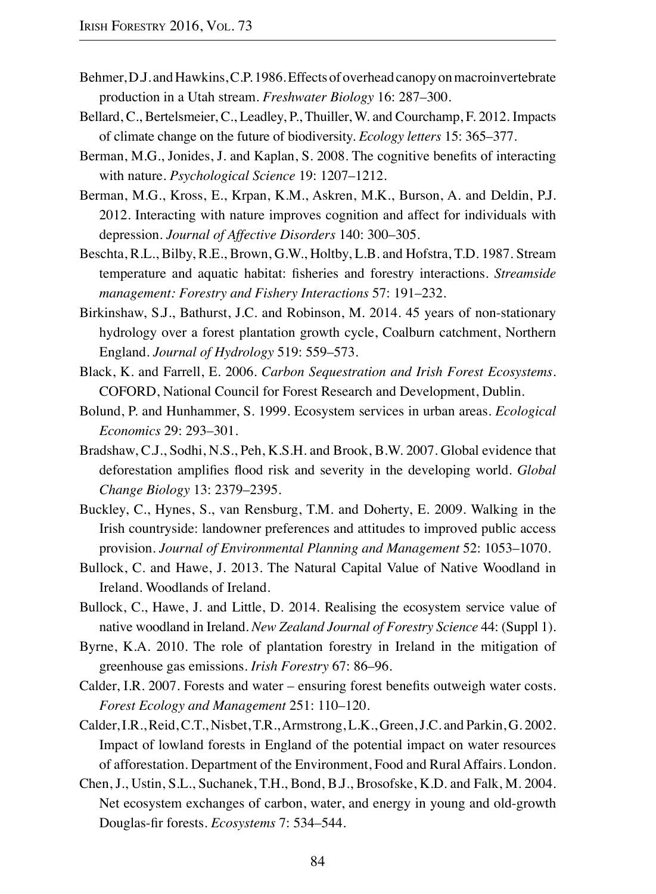Behmer, D.J. and Hawkins, C.P. 1986. Effects of overhead canopy on macroinvertebrate production in a Utah stream. *Freshwater Biology* 16: 287–300.

Bellard, C., Bertelsmeier, C., Leadley, P., Thuiller, W. and Courchamp, F. 2012. Impacts of climate change on the future of biodiversity. *Ecology letters* 15: 365–377.

Berman, M.G., Jonides, J. and Kaplan, S. 2008. The cognitive benefits of interacting with nature. *Psychological Science* 19: 1207–1212.

Berman, M.G., Kross, E., Krpan, K.M., Askren, M.K., Burson, A. and Deldin, P.J. 2012. Interacting with nature improves cognition and affect for individuals with depression. *Journal of Affective Disorders* 140: 300–305.

Beschta, R.L., Bilby, R.E., Brown, G.W., Holtby, L.B. and Hofstra, T.D. 1987. Stream temperature and aquatic habitat: fisheries and forestry interactions. *Streamside management: Forestry and Fishery Interactions* 57: 191–232.

Birkinshaw, S.J., Bathurst, J.C. and Robinson, M. 2014. 45 years of non-stationary hydrology over a forest plantation growth cycle, Coalburn catchment, Northern England. *Journal of Hydrology* 519: 559–573.

Black, K. and Farrell, E. 2006. *Carbon Sequestration and Irish Forest Ecosystems*. COFORD, National Council for Forest Research and Development, Dublin.

Bolund, P. and Hunhammer, S. 1999. Ecosystem services in urban areas. *Ecological Economics* 29: 293–301.

Bradshaw, C.J., Sodhi, N.S., Peh, K.S.H. and Brook, B.W. 2007. Global evidence that deforestation amplifies flood risk and severity in the developing world. *Global Change Biology* 13: 2379–2395.

Buckley, C., Hynes, S., van Rensburg, T.M. and Doherty, E. 2009. Walking in the Irish countryside: landowner preferences and attitudes to improved public access provision. *Journal of Environmental Planning and Management* 52: 1053–1070.

Bullock, C. and Hawe, J. 2013. The Natural Capital Value of Native Woodland in Ireland. Woodlands of Ireland.

Bullock, C., Hawe, J. and Little, D. 2014. Realising the ecosystem service value of native woodland in Ireland. *New Zealand Journal of Forestry Science* 44: (Suppl 1).

Byrne, K.A. 2010. The role of plantation forestry in Ireland in the mitigation of greenhouse gas emissions. *Irish Forestry* 67: 86–96.

Calder, I.R. 2007. Forests and water – ensuring forest benefits outweigh water costs. *Forest Ecology and Management* 251: 110–120.

Calder, I.R., Reid, C.T., Nisbet, T.R., Armstrong, L.K., Green, J.C. and Parkin, G. 2002. Impact of lowland forests in England of the potential impact on water resources of afforestation. Department of the Environment, Food and Rural Affairs. London.

Chen, J., Ustin, S.L., Suchanek, T.H., Bond, B.J., Brosofske, K.D. and Falk, M. 2004. Net ecosystem exchanges of carbon, water, and energy in young and old-growth Douglas-fir forests. *Ecosystems* 7: 534–544.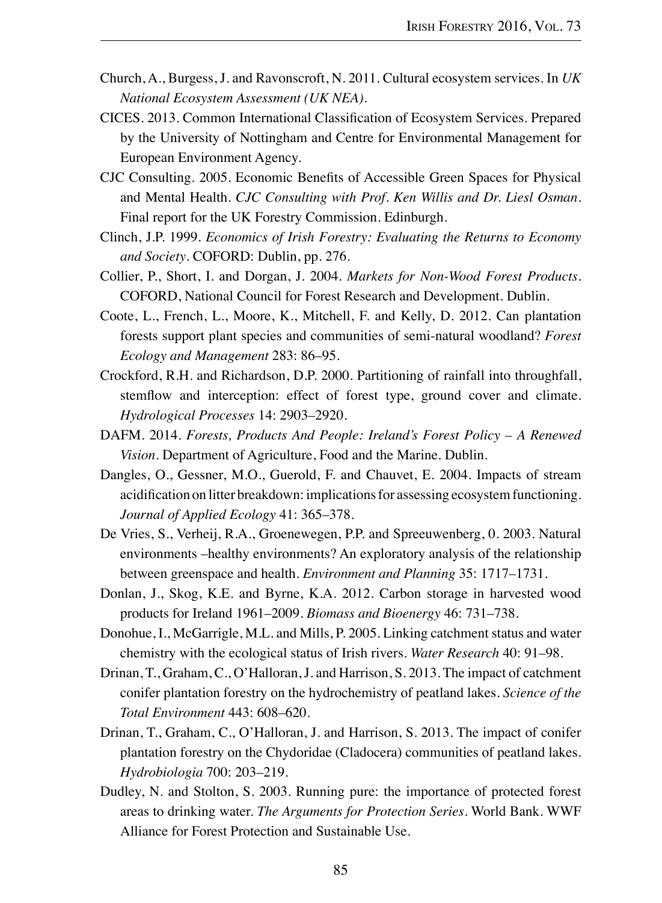Church, A., Burgess, J. and Ravonscroft, N. 2011. Cultural ecosystem services. In *UK National Ecosystem Assessment (UK NEA)*.

CICES. 2013. Common International Classification of Ecosystem Services. Prepared by the University of Nottingham and Centre for Environmental Management for European Environment Agency.

CJC Consulting. 2005. Economic Benefits of Accessible Green Spaces for Physical and Mental Health. *CJC Consulting with Prof. Ken Willis and Dr. Liesl Osman*. Final report for the UK Forestry Commission. Edinburgh.

Clinch, J.P. 1999. *Economics of Irish Forestry: Evaluating the Returns to Economy and Society*. COFORD: Dublin, pp. 276.

Collier, P., Short, I. and Dorgan, J. 2004. *Markets for Non-Wood Forest Products*. COFORD, National Council for Forest Research and Development. Dublin.

Coote, L., French, L., Moore, K., Mitchell, F. and Kelly, D. 2012. Can plantation forests support plant species and communities of semi-natural woodland? *Forest Ecology and Management* 283: 86–95.

Crockford, R.H. and Richardson, D.P. 2000. Partitioning of rainfall into throughfall, stemflow and interception: effect of forest type, ground cover and climate. *Hydrological Processes* 14: 2903–2920.

DAFM. 2014. *Forests, Products And People: Ireland's Forest Policy – A Renewed Vision*. Department of Agriculture, Food and the Marine. Dublin.

Dangles, O., Gessner, M.O., Guerold, F. and Chauvet, E. 2004. Impacts of stream acidification on litter breakdown: implications for assessing ecosystem functioning. *Journal of Applied Ecology* 41: 365–378.

De Vries, S., Verheij, R.A., Groenewegen, P.P. and Spreeuwenberg, 0. 2003. Natural environments –healthy environments? An exploratory analysis of the relationship between greenspace and health. *Environment and Planning* 35: 1717–1731.

Donlan, J., Skog, K.E. and Byrne, K.A. 2012. Carbon storage in harvested wood products for Ireland 1961–2009. *Biomass and Bioenergy* 46: 731–738.

Donohue, I., McGarrigle, M.L. and Mills, P. 2005. Linking catchment status and water chemistry with the ecological status of Irish rivers. *Water Research* 40: 91–98.

Drinan, T., Graham, C., O'Halloran, J. and Harrison, S. 2013. The impact of catchment conifer plantation forestry on the hydrochemistry of peatland lakes. *Science of the Total Environment* 443: 608–620.

Drinan, T., Graham, C., O'Halloran, J. and Harrison, S. 2013. The impact of conifer plantation forestry on the Chydoridae (Cladocera) communities of peatland lakes. *Hydrobiologia* 700: 203–219.

Dudley, N. and Stolton, S. 2003. Running pure: the importance of protected forest areas to drinking water. *The Arguments for Protection Series*. World Bank. WWF Alliance for Forest Protection and Sustainable Use.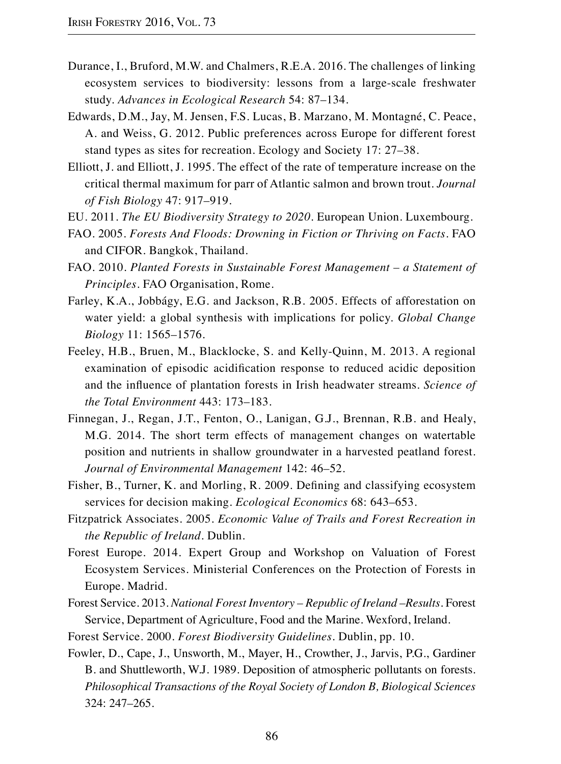Durance, I., Bruford, M.W. and Chalmers, R.E.A. 2016. The challenges of linking ecosystem services to biodiversity: lessons from a large-scale freshwater study. *Advances in Ecological Research* 54: 87–134.

Edwards, D.M., Jay, M. Jensen, F.S. Lucas, B. Marzano, M. Montagné, C. Peace, A. and Weiss, G. 2012. Public preferences across Europe for different forest stand types as sites for recreation. Ecology and Society 17: 27–38.

Elliott, J. and Elliott, J. 1995. The effect of the rate of temperature increase on the critical thermal maximum for parr of Atlantic salmon and brown trout. *Journal of Fish Biology* 47: 917–919.

EU. 2011. *The EU Biodiversity Strategy to 2020*. European Union. Luxembourg.

FAO. 2005. *Forests And Floods: Drowning in Fiction or Thriving on Facts*. FAO and CIFOR. Bangkok, Thailand.

FAO. 2010. *Planted Forests in Sustainable Forest Management – a Statement of Principles*. FAO Organisation, Rome.

Farley, K.A., Jobbágy, E.G. and Jackson, R.B. 2005. Effects of afforestation on water yield: a global synthesis with implications for policy. *Global Change Biology* 11: 1565–1576.

Feeley, H.B., Bruen, M., Blacklocke, S. and Kelly-Quinn, M. 2013. A regional examination of episodic acidification response to reduced acidic deposition and the influence of plantation forests in Irish headwater streams. *Science of the Total Environment* 443: 173–183.

Finnegan, J., Regan, J.T., Fenton, O., Lanigan, G.J., Brennan, R.B. and Healy, M.G. 2014. The short term effects of management changes on watertable position and nutrients in shallow groundwater in a harvested peatland forest. *Journal of Environmental Management* 142: 46–52.

Fisher, B., Turner, K. and Morling, R. 2009. Defining and classifying ecosystem services for decision making. *Ecological Economics* 68: 643–653.

Fitzpatrick Associates. 2005. *Economic Value of Trails and Forest Recreation in the Republic of Ireland*. Dublin.

Forest Europe. 2014. Expert Group and Workshop on Valuation of Forest Ecosystem Services. Ministerial Conferences on the Protection of Forests in Europe. Madrid.

Forest Service. 2013. *National Forest Inventory – Republic of Ireland –Results*. Forest Service, Department of Agriculture, Food and the Marine. Wexford, Ireland.

Forest Service. 2000. *Forest Biodiversity Guidelines*. Dublin, pp. 10.

Fowler, D., Cape, J., Unsworth, M., Mayer, H., Crowther, J., Jarvis, P.G., Gardiner B. and Shuttleworth, W.J. 1989. Deposition of atmospheric pollutants on forests. *Philosophical Transactions of the Royal Society of London B, Biological Sciences* 324: 247–265.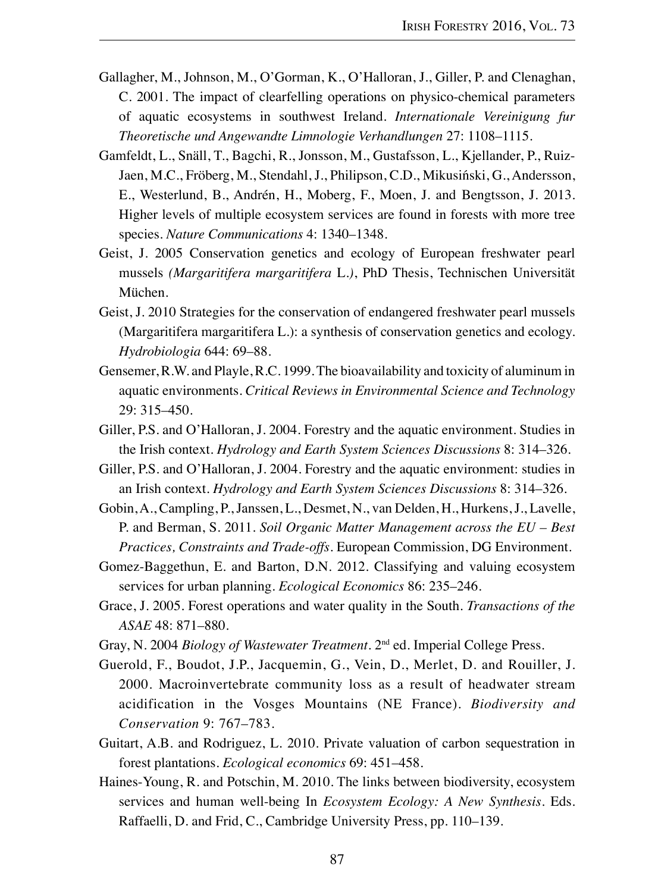Gallagher, M., Johnson, M., O'Gorman, K., O'Halloran, J., Giller, P. and Clenaghan, C. 2001. The impact of clearfelling operations on physico-chemical parameters of aquatic ecosystems in southwest Ireland. *Internationale Vereinigung fur Theoretische und Angewandte Limnologie Verhandlungen* 27: 1108–1115.

Gamfeldt, L., Snäll, T., Bagchi, R., Jonsson, M., Gustafsson, L., Kjellander, P., Ruiz-Jaen, M.C., Fröberg, M., Stendahl, J., Philipson, C.D., Mikusiński, G., Andersson, E., Westerlund, B., Andrén, H., Moberg, F., Moen, J. and Bengtsson, J. 2013. Higher levels of multiple ecosystem services are found in forests with more tree species. *Nature Communications* 4: 1340–1348.

Geist, J. 2005 Conservation genetics and ecology of European freshwater pearl mussels *(Margaritifera margaritifera* L.*)*, PhD Thesis, Technischen Universität Müchen.

Geist, J. 2010 Strategies for the conservation of endangered freshwater pearl mussels (Margaritifera margaritifera L.): a synthesis of conservation genetics and ecology. *Hydrobiologia* 644: 69–88.

Gensemer, R.W. and Playle, R.C. 1999. The bioavailability and toxicity of aluminum in aquatic environments. *Critical Reviews in Environmental Science and Technology* 29: 315–450.

Giller, P.S. and O'Halloran, J. 2004. Forestry and the aquatic environment. Studies in the Irish context. *Hydrology and Earth System Sciences Discussions* 8: 314–326.

Giller, P.S. and O'Halloran, J. 2004. Forestry and the aquatic environment: studies in an Irish context. *Hydrology and Earth System Sciences Discussions* 8: 314–326.

Gobin, A., Campling, P., Janssen, L., Desmet, N., van Delden, H., Hurkens, J., Lavelle, P. and Berman, S. 2011. *Soil Organic Matter Management across the EU – Best Practices, Constraints and Trade-offs*. European Commission, DG Environment.

Gomez-Baggethun, E. and Barton, D.N. 2012. Classifying and valuing ecosystem services for urban planning. *Ecological Economics* 86: 235–246.

Grace, J. 2005. Forest operations and water quality in the South. *Transactions of the ASAE* 48: 871–880.

Gray, N. 2004 *Biology of Wastewater Treatment*. 2nd ed. Imperial College Press.

Guerold, F., Boudot, J.P., Jacquemin, G., Vein, D., Merlet, D. and Rouiller, J. 2000. Macroinvertebrate community loss as a result of headwater stream acidification in the Vosges Mountains (NE France). *Biodiversity and Conservation* 9: 767–783.

Guitart, A.B. and Rodriguez, L. 2010. Private valuation of carbon sequestration in forest plantations. *Ecological economics* 69: 451–458.

Haines-Young, R. and Potschin, M. 2010. The links between biodiversity, ecosystem services and human well-being In *Ecosystem Ecology: A New Synthesis*. Eds. Raffaelli, D. and Frid, C., Cambridge University Press, pp. 110–139.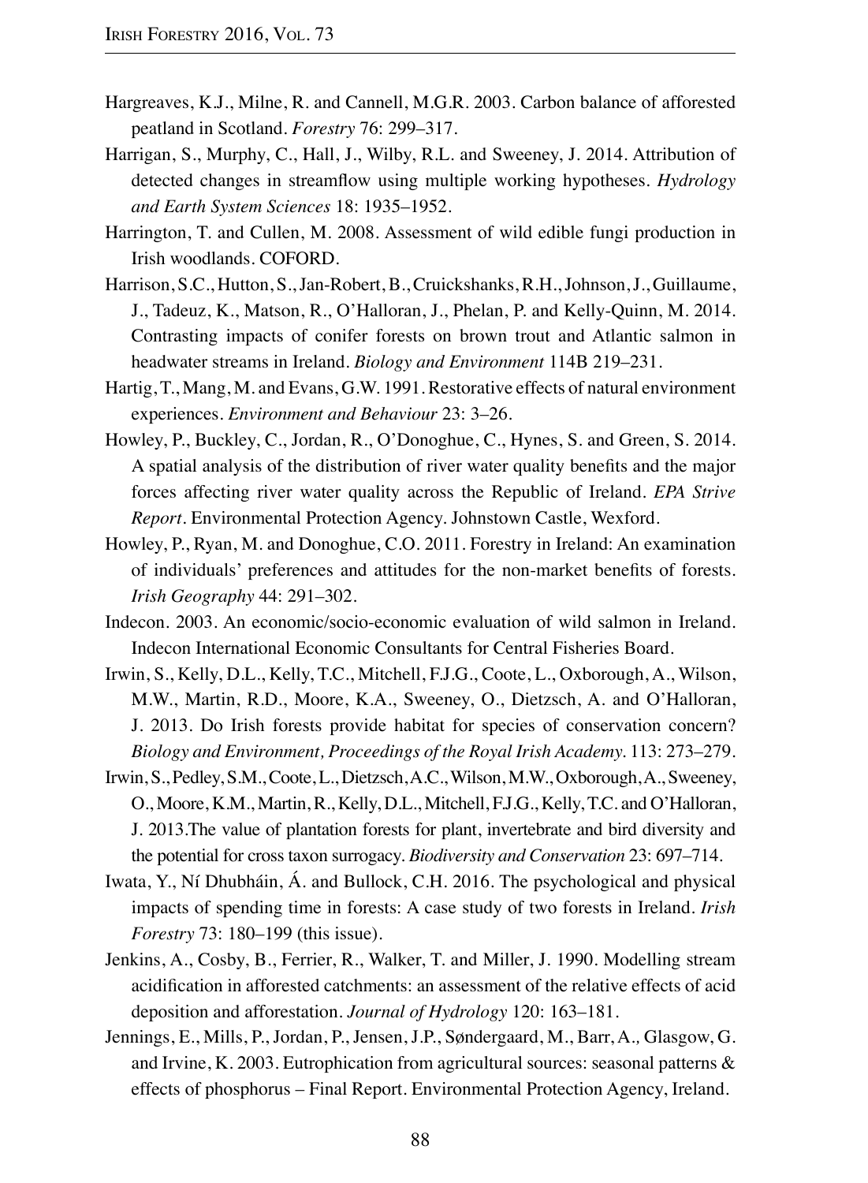Hargreaves, K.J., Milne, R. and Cannell, M.G.R. 2003. Carbon balance of afforested peatland in Scotland. *Forestry* 76: 299–317.

Harrigan, S., Murphy, C., Hall, J., Wilby, R.L. and Sweeney, J. 2014. Attribution of detected changes in streamflow using multiple working hypotheses. *Hydrology and Earth System Sciences* 18: 1935–1952.

Harrington, T. and Cullen, M. 2008. Assessment of wild edible fungi production in Irish woodlands. COFORD.

Harrison, S.C., Hutton, S., Jan-Robert, B., Cruickshanks, R.H., Johnson, J., Guillaume, J., Tadeuz, K., Matson, R., O'Halloran, J., Phelan, P. and Kelly-Quinn, M. 2014. Contrasting impacts of conifer forests on brown trout and Atlantic salmon in headwater streams in Ireland. *Biology and Environment* 114B 219–231.

Hartig, T., Mang, M. and Evans, G.W. 1991. Restorative effects of natural environment experiences. *Environment and Behaviour* 23: 3–26.

Howley, P., Buckley, C., Jordan, R., O'Donoghue, C., Hynes, S. and Green, S. 2014. A spatial analysis of the distribution of river water quality benefits and the major forces affecting river water quality across the Republic of Ireland. *EPA Strive Report*. Environmental Protection Agency. Johnstown Castle, Wexford.

Howley, P., Ryan, M. and Donoghue, C.O. 2011. Forestry in Ireland: An examination of individuals' preferences and attitudes for the non-market benefits of forests. *Irish Geography* 44: 291–302.

Indecon. 2003. An economic/socio-economic evaluation of wild salmon in Ireland. Indecon International Economic Consultants for Central Fisheries Board.

Irwin, S., Kelly, D.L., Kelly, T.C., Mitchell, F.J.G., Coote, L., Oxborough, A., Wilson, M.W., Martin, R.D., Moore, K.A., Sweeney, O., Dietzsch, A. and O'Halloran, J. 2013. Do Irish forests provide habitat for species of conservation concern? *Biology and Environment, Proceedings of the Royal Irish Academy*. 113: 273–279.

Irwin, S., Pedley, S.M., Coote, L., Dietzsch, A.C., Wilson, M.W., Oxborough, A., Sweeney, O., Moore, K.M., Martin, R., Kelly, D.L., Mitchell, F.J.G., Kelly, T.C. and O'Halloran, J. 2013.The value of plantation forests for plant, invertebrate and bird diversity and the potential for cross taxon surrogacy. *Biodiversity and Conservation* 23: 697–714.

Iwata, Y., Ní Dhubháin, Á. and Bullock, C.H. 2016. The psychological and physical impacts of spending time in forests: A case study of two forests in Ireland. *Irish Forestry* 73: 180–199 (this issue).

Jenkins, A., Cosby, B., Ferrier, R., Walker, T. and Miller, J. 1990. Modelling stream acidification in afforested catchments: an assessment of the relative effects of acid deposition and afforestation. *Journal of Hydrology* 120: 163–181.

Jennings, E., Mills, P., Jordan, P., Jensen, J.P., Søndergaard, M., Barr, A., Glasgow, G. and Irvine, K. 2003. Eutrophication from agricultural sources: seasonal patterns & effects of phosphorus – Final Report. Environmental Protection Agency, Ireland.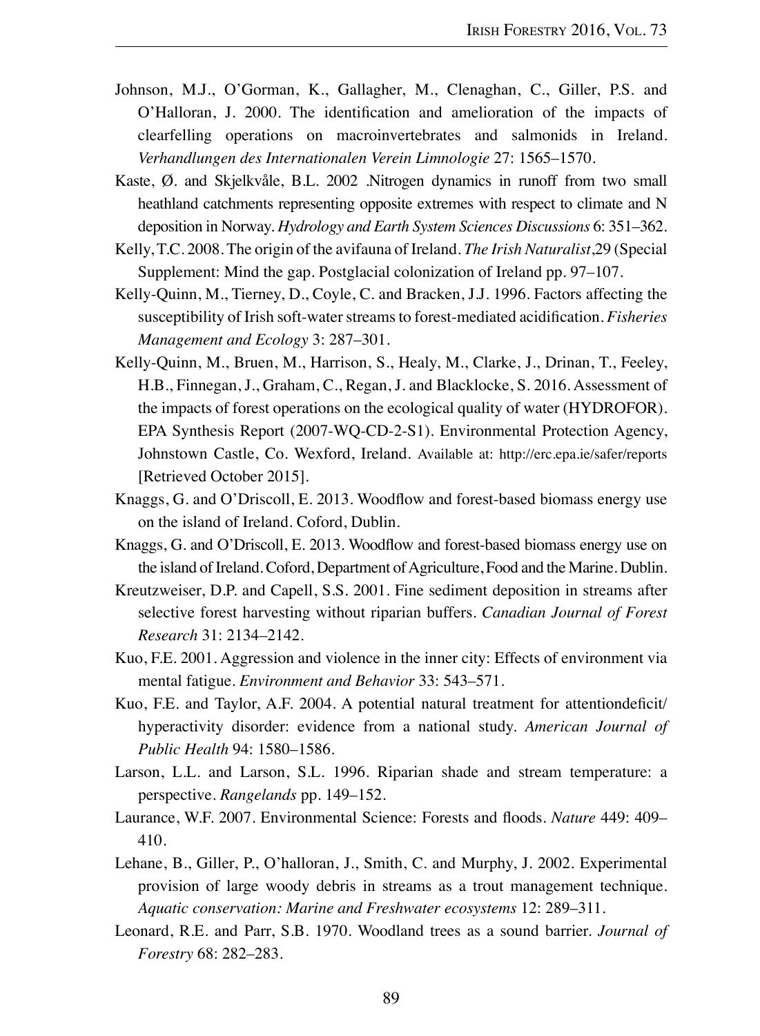Johnson, M.J., O'Gorman, K., Gallagher, M., Clenaghan, C., Giller, P.S. and O'Halloran, J. 2000. The identification and amelioration of the impacts of clearfelling operations on macroinvertebrates and salmonids in Ireland. *Verhandlungen des Internationalen Verein Limnologie* 27: 1565–1570.

Kaste, Ø. and Skjelkvåle, B.L. 2002 .Nitrogen dynamics in runoff from two small heathland catchments representing opposite extremes with respect to climate and N deposition in Norway. *Hydrology and Earth System Sciences Discussions* 6: 351–362.

Kelly, T.C. 2008. The origin of the avifauna of Ireland. *The Irish Naturalist*,29 (Special Supplement: Mind the gap. Postglacial colonization of Ireland pp. 97–107.

Kelly-Quinn, M., Tierney, D., Coyle, C. and Bracken, J.J. 1996. Factors affecting the susceptibility of Irish soft-water streams to forest-mediated acidification. *Fisheries Management and Ecology* 3: 287–301.

Kelly-Quinn, M., Bruen, M., Harrison, S., Healy, M., Clarke, J., Drinan, T., Feeley, H.B., Finnegan, J., Graham, C., Regan, J. and Blacklocke, S. 2016. Assessment of the impacts of forest operations on the ecological quality of water (HYDROFOR). EPA Synthesis Report (2007-WQ-CD-2-S1). Environmental Protection Agency, Johnstown Castle, Co. Wexford, Ireland. Available at: http://erc.epa.ie/safer/reports [Retrieved October 2015].

Knaggs, G. and O'Driscoll, E. 2013. Woodflow and forest-based biomass energy use on the island of Ireland. Coford, Dublin.

Knaggs, G. and O'Driscoll, E. 2013. Woodflow and forest-based biomass energy use on the island of Ireland. Coford, Department of Agriculture, Food and the Marine. Dublin.

Kreutzweiser, D.P. and Capell, S.S. 2001. Fine sediment deposition in streams after selective forest harvesting without riparian buffers. *Canadian Journal of Forest Research* 31: 2134–2142.

Kuo, F.E. 2001. Aggression and violence in the inner city: Effects of environment via mental fatigue. *Environment and Behavior* 33: 543–571.

Kuo, F.E. and Taylor, A.F. 2004. A potential natural treatment for attentiondeficit/hyperactivity disorder: evidence from a national study. *American Journal of Public Health* 94: 1580–1586.

Larson, L.L. and Larson, S.L. 1996. Riparian shade and stream temperature: a perspective. *Rangelands* pp. 149–152.

Laurance, W.F. 2007. Environmental Science: Forests and floods. *Nature* 449: 409–410.

Lehane, B., Giller, P., O'halloran, J., Smith, C. and Murphy, J. 2002. Experimental provision of large woody debris in streams as a trout management technique. *Aquatic conservation: Marine and Freshwater ecosystems* 12: 289–311.

Leonard, R.E. and Parr, S.B. 1970. Woodland trees as a sound barrier. *Journal of Forestry* 68: 282–283.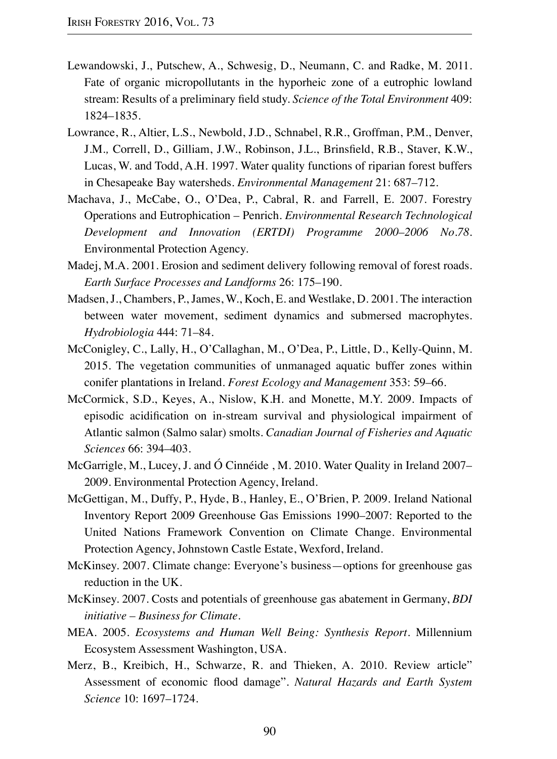Lewandowski, J., Putschew, A., Schwesig, D., Neumann, C. and Radke, M. 2011. Fate of organic micropollutants in the hyporheic zone of a eutrophic lowland stream: Results of a preliminary field study. *Science of the Total Environment* 409: 1824–1835.

Lowrance, R., Altier, L.S., Newbold, J.D., Schnabel, R.R., Groffman, P.M., Denver, J.M., Correll, D., Gilliam, J.W., Robinson, J.L., Brinsfield, R.B., Staver, K.W., Lucas, W. and Todd, A.H. 1997. Water quality functions of riparian forest buffers in Chesapeake Bay watersheds. *Environmental Management* 21: 687–712.

Machava, J., McCabe, O., O'Dea, P., Cabral, R. and Farrell, E. 2007. Forestry Operations and Eutrophication – Penrich. *Environmental Research Technological Development and Innovation (ERTDI) Programme 2000–2006 No.78*. Environmental Protection Agency.

Madej, M.A. 2001. Erosion and sediment delivery following removal of forest roads. *Earth Surface Processes and Landforms* 26: 175–190.

Madsen, J., Chambers, P., James, W., Koch, E. and Westlake, D. 2001. The interaction between water movement, sediment dynamics and submersed macrophytes. *Hydrobiologia* 444: 71–84.

McConigley, C., Lally, H., O'Callaghan, M., O'Dea, P., Little, D., Kelly-Quinn, M. 2015. The vegetation communities of unmanaged aquatic buffer zones within conifer plantations in Ireland. *Forest Ecology and Management* 353: 59–66.

McCormick, S.D., Keyes, A., Nislow, K.H. and Monette, M.Y. 2009. Impacts of episodic acidification on in-stream survival and physiological impairment of Atlantic salmon (Salmo salar) smolts. *Canadian Journal of Fisheries and Aquatic Sciences* 66: 394–403.

McGarrigle, M., Lucey, J. and Ó Cinnéide , M. 2010. Water Quality in Ireland 2007–2009. Environmental Protection Agency, Ireland.

McGettigan, M., Duffy, P., Hyde, B., Hanley, E., O'Brien, P. 2009. Ireland National Inventory Report 2009 Greenhouse Gas Emissions 1990–2007: Reported to the United Nations Framework Convention on Climate Change. Environmental Protection Agency, Johnstown Castle Estate, Wexford, Ireland.

McKinsey. 2007. Climate change: Everyone's business—options for greenhouse gas reduction in the UK.

McKinsey. 2007. Costs and potentials of greenhouse gas abatement in Germany, *BDI initiative – Business for Climate*.

MEA. 2005. *Ecosystems and Human Well Being: Synthesis Report*. Millennium Ecosystem Assessment Washington, USA.

Merz, B., Kreibich, H., Schwarze, R. and Thieken, A. 2010. Review article" Assessment of economic flood damage". *Natural Hazards and Earth System Science* 10: 1697–1724.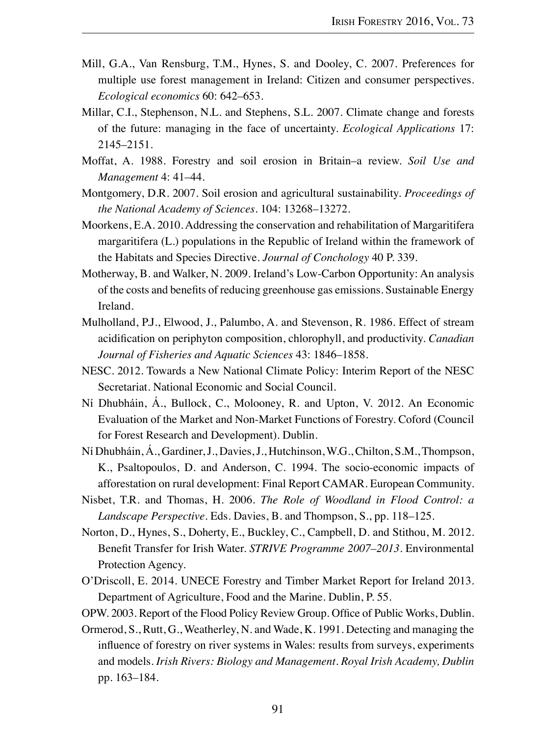Mill, G.A., Van Rensburg, T.M., Hynes, S. and Dooley, C. 2007. Preferences for multiple use forest management in Ireland: Citizen and consumer perspectives. *Ecological economics* 60: 642–653.

Millar, C.I., Stephenson, N.L. and Stephens, S.L. 2007. Climate change and forests of the future: managing in the face of uncertainty. *Ecological Applications* 17: 2145–2151.

Moffat, A. 1988. Forestry and soil erosion in Britain–a review. *Soil Use and Management* 4: 41–44.

Montgomery, D.R. 2007. Soil erosion and agricultural sustainability. *Proceedings of the National Academy of Sciences*. 104: 13268–13272.

Moorkens, E.A. 2010. Addressing the conservation and rehabilitation of Margaritifera margaritifera (L.) populations in the Republic of Ireland within the framework of the Habitats and Species Directive. *Journal of Conchology* 40 P. 339.

Motherway, B. and Walker, N. 2009. Ireland's Low-Carbon Opportunity: An analysis of the costs and benefits of reducing greenhouse gas emissions. Sustainable Energy Ireland.

Mulholland, P.J., Elwood, J., Palumbo, A. and Stevenson, R. 1986. Effect of stream acidification on periphyton composition, chlorophyll, and productivity. *Canadian Journal of Fisheries and Aquatic Sciences* 43: 1846–1858.

NESC. 2012. Towards a New National Climate Policy: Interim Report of the NESC Secretariat. National Economic and Social Council.

Ní Dhubháin, Á., Bullock, C., Molooney, R. and Upton, V. 2012. An Economic Evaluation of the Market and Non-Market Functions of Forestry. Coford (Council for Forest Research and Development). Dublin.

Ní Dhubháin, Á., Gardiner, J., Davies, J., Hutchinson, W.G., Chilton, S.M., Thompson, K., Psaltopoulos, D. and Anderson, C. 1994. The socio-economic impacts of afforestation on rural development: Final Report CAMAR. European Community.

Nisbet, T.R. and Thomas, H. 2006. *The Role of Woodland in Flood Control: a Landscape Perspective*. Eds. Davies, B. and Thompson, S., pp. 118–125.

Norton, D., Hynes, S., Doherty, E., Buckley, C., Campbell, D. and Stithou, M. 2012. Benefit Transfer for Irish Water. *STRIVE Programme 2007–2013*. Environmental Protection Agency.

O'Driscoll, E. 2014. UNECE Forestry and Timber Market Report for Ireland 2013. Department of Agriculture, Food and the Marine. Dublin, P. 55.

OPW. 2003. Report of the Flood Policy Review Group. Office of Public Works, Dublin.

Ormerod, S., Rutt, G., Weatherley, N. and Wade, K. 1991. Detecting and managing the influence of forestry on river systems in Wales: results from surveys, experiments and models. *Irish Rivers: Biology and Management. Royal Irish Academy, Dublin* pp. 163–184.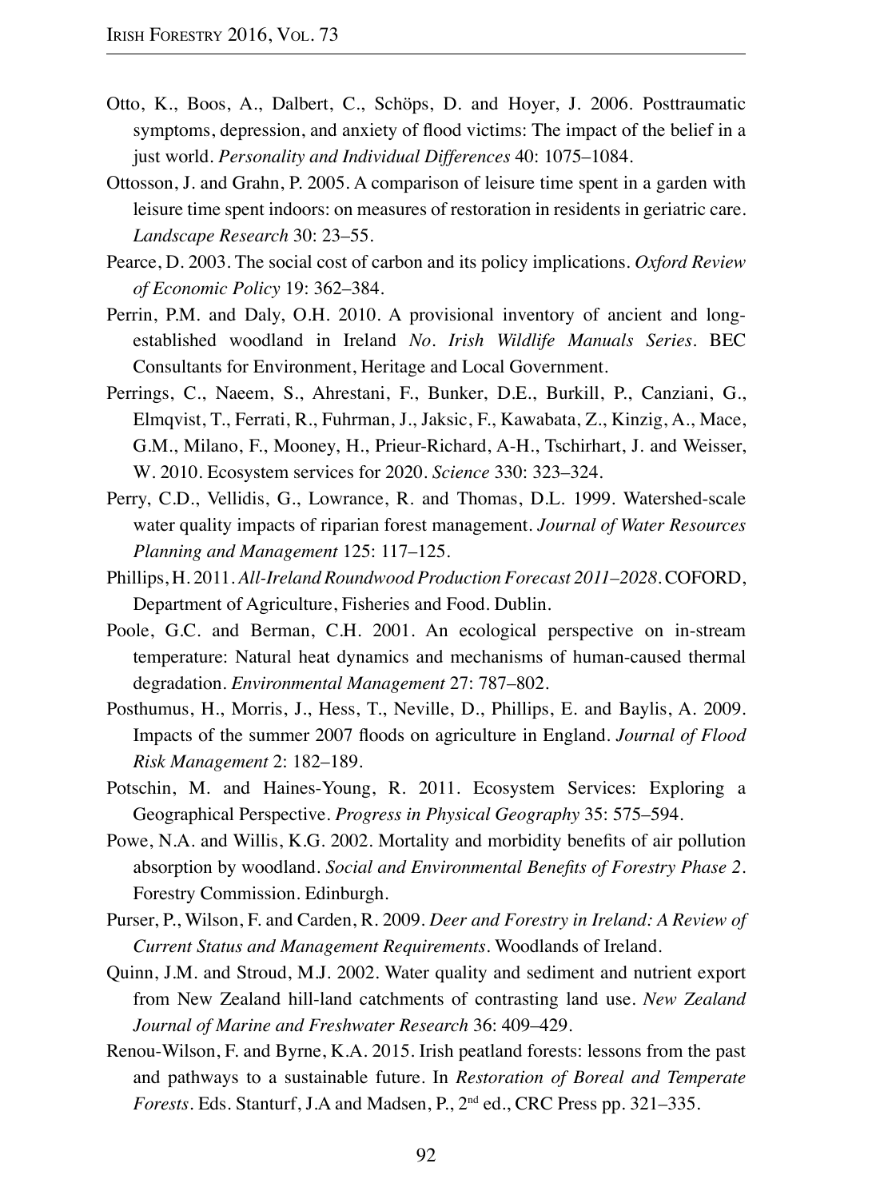Otto, K., Boos, A., Dalbert, C., Schöps, D. and Hoyer, J. 2006. Posttraumatic symptoms, depression, and anxiety of flood victims: The impact of the belief in a just world. *Personality and Individual Differences* 40: 1075–1084.

Ottosson, J. and Grahn, P. 2005. A comparison of leisure time spent in a garden with leisure time spent indoors: on measures of restoration in residents in geriatric care. *Landscape Research* 30: 23–55.

Pearce, D. 2003. The social cost of carbon and its policy implications. *Oxford Review of Economic Policy* 19: 362–384.

Perrin, P.M. and Daly, O.H. 2010. A provisional inventory of ancient and long-established woodland in Ireland *No. Irish Wildlife Manuals Series*. BEC Consultants for Environment, Heritage and Local Government.

Perrings, C., Naeem, S., Ahrestani, F., Bunker, D.E., Burkill, P., Canziani, G., Elmqvist, T., Ferrati, R., Fuhrman, J., Jaksic, F., Kawabata, Z., Kinzig, A., Mace, G.M., Milano, F., Mooney, H., Prieur-Richard, A-H., Tschirhart, J. and Weisser, W. 2010. Ecosystem services for 2020. *Science* 330: 323–324.

Perry, C.D., Vellidis, G., Lowrance, R. and Thomas, D.L. 1999. Watershed-scale water quality impacts of riparian forest management. *Journal of Water Resources Planning and Management* 125: 117–125.

Phillips, H. 2011. *All-Ireland Roundwood Production Forecast 2011–2028*. COFORD, Department of Agriculture, Fisheries and Food. Dublin.

Poole, G.C. and Berman, C.H. 2001. An ecological perspective on in-stream temperature: Natural heat dynamics and mechanisms of human-caused thermal degradation. *Environmental Management* 27: 787–802.

Posthumus, H., Morris, J., Hess, T., Neville, D., Phillips, E. and Baylis, A. 2009. Impacts of the summer 2007 floods on agriculture in England. *Journal of Flood Risk Management* 2: 182–189.

Potschin, M. and Haines-Young, R. 2011. Ecosystem Services: Exploring a Geographical Perspective. *Progress in Physical Geography* 35: 575–594.

Powe, N.A. and Willis, K.G. 2002. Mortality and morbidity benefits of air pollution absorption by woodland. *Social and Environmental Benefits of Forestry Phase 2*. Forestry Commission. Edinburgh.

Purser, P., Wilson, F. and Carden, R. 2009. *Deer and Forestry in Ireland: A Review of Current Status and Management Requirements*. Woodlands of Ireland.

Quinn, J.M. and Stroud, M.J. 2002. Water quality and sediment and nutrient export from New Zealand hill-land catchments of contrasting land use. *New Zealand Journal of Marine and Freshwater Research* 36: 409–429.

Renou-Wilson, F. and Byrne, K.A. 2015. Irish peatland forests: lessons from the past and pathways to a sustainable future. In *Restoration of Boreal and Temperate Forests*. Eds. Stanturf, J.A and Madsen, P., 2nd ed., CRC Press pp. 321–335.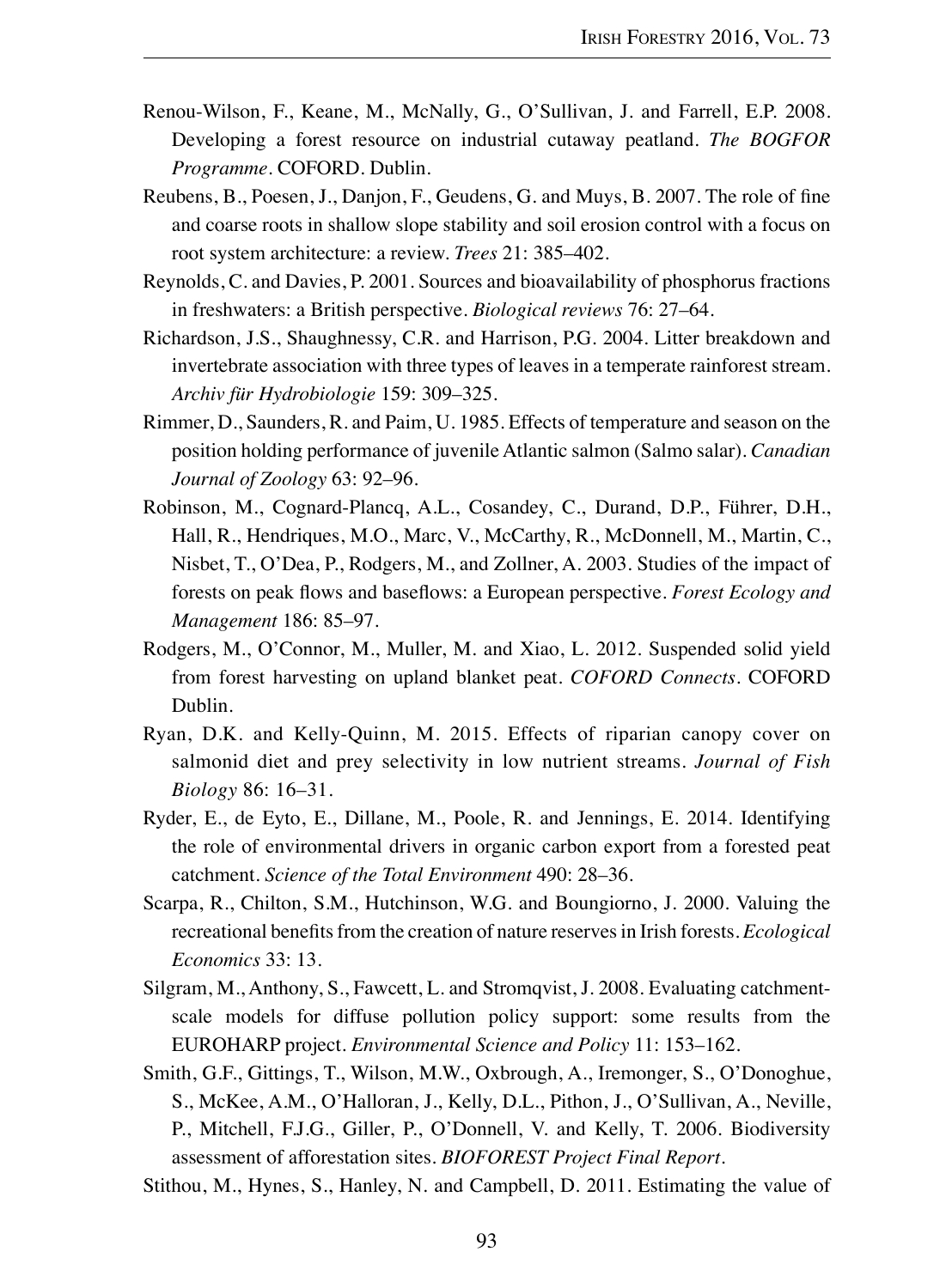Renou-Wilson, F., Keane, M., McNally, G., O'Sullivan, J. and Farrell, E.P. 2008. Developing a forest resource on industrial cutaway peatland. *The BOGFOR Programme*. COFORD. Dublin.

Reubens, B., Poesen, J., Danjon, F., Geudens, G. and Muys, B. 2007. The role of fine and coarse roots in shallow slope stability and soil erosion control with a focus on root system architecture: a review. *Trees* 21: 385–402.

Reynolds, C. and Davies, P. 2001. Sources and bioavailability of phosphorus fractions in freshwaters: a British perspective. *Biological reviews* 76: 27–64.

Richardson, J.S., Shaughnessy, C.R. and Harrison, P.G. 2004. Litter breakdown and invertebrate association with three types of leaves in a temperate rainforest stream. *Archiv für Hydrobiologie* 159: 309–325.

Rimmer, D., Saunders, R. and Paim, U. 1985. Effects of temperature and season on the position holding performance of juvenile Atlantic salmon (Salmo salar). *Canadian Journal of Zoology* 63: 92–96.

Robinson, M., Cognard-Plancq, A.L., Cosandey, C., Durand, D.P., Führer, D.H., Hall, R., Hendriques, M.O., Marc, V., McCarthy, R., McDonnell, M., Martin, C., Nisbet, T., O'Dea, P., Rodgers, M., and Zollner, A. 2003. Studies of the impact of forests on peak flows and baseflows: a European perspective. *Forest Ecology and Management* 186: 85–97.

Rodgers, M., O'Connor, M., Muller, M. and Xiao, L. 2012. Suspended solid yield from forest harvesting on upland blanket peat. *COFORD Connects*. COFORD Dublin.

Ryan, D.K. and Kelly-Quinn, M. 2015. Effects of riparian canopy cover on salmonid diet and prey selectivity in low nutrient streams. *Journal of Fish Biology* 86: 16–31.

Ryder, E., de Eyto, E., Dillane, M., Poole, R. and Jennings, E. 2014. Identifying the role of environmental drivers in organic carbon export from a forested peat catchment. *Science of the Total Environment* 490: 28–36.

Scarpa, R., Chilton, S.M., Hutchinson, W.G. and Boungiorno, J. 2000. Valuing the recreational benefits from the creation of nature reserves in Irish forests. *Ecological Economics* 33: 13.

Silgram, M., Anthony, S., Fawcett, L. and Stromqvist, J. 2008. Evaluating catchment-scale models for diffuse pollution policy support: some results from the EUROHARP project. *Environmental Science and Policy* 11: 153–162.

Smith, G.F., Gittings, T., Wilson, M.W., Oxbrough, A., Iremonger, S., O'Donoghue, S., McKee, A.M., O'Halloran, J., Kelly, D.L., Pithon, J., O'Sullivan, A., Neville, P., Mitchell, F.J.G., Giller, P., O'Donnell, V. and Kelly, T. 2006. Biodiversity assessment of afforestation sites. *BIOFOREST Project Final Report*.

Stithou, M., Hynes, S., Hanley, N. and Campbell, D. 2011. Estimating the value of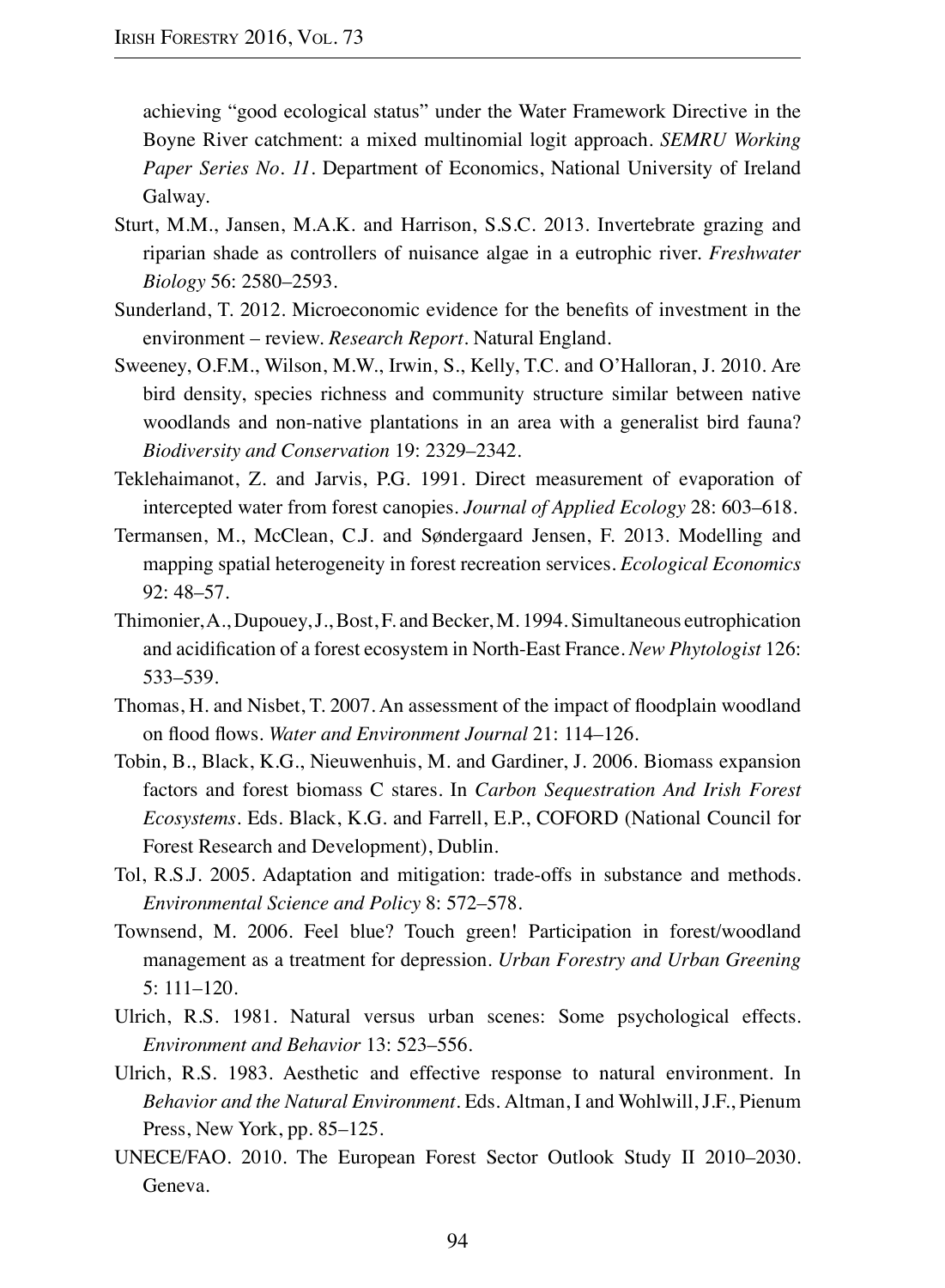achieving "good ecological status" under the Water Framework Directive in the Boyne River catchment: a mixed multinomial logit approach. *SEMRU Working Paper Series No. 11*. Department of Economics, National University of Ireland Galway.

Sturt, M.M., Jansen, M.A.K. and Harrison, S.S.C. 2013. Invertebrate grazing and riparian shade as controllers of nuisance algae in a eutrophic river. *Freshwater Biology* 56: 2580–2593.

Sunderland, T. 2012. Microeconomic evidence for the benefits of investment in the environment – review. *Research Report*. Natural England.

Sweeney, O.F.M., Wilson, M.W., Irwin, S., Kelly, T.C. and O'Halloran, J. 2010. Are bird density, species richness and community structure similar between native woodlands and non-native plantations in an area with a generalist bird fauna? *Biodiversity and Conservation* 19: 2329–2342.

Teklehaimanot, Z. and Jarvis, P.G. 1991. Direct measurement of evaporation of intercepted water from forest canopies. *Journal of Applied Ecology* 28: 603–618.

Termansen, M., McClean, C.J. and Søndergaard Jensen, F. 2013. Modelling and mapping spatial heterogeneity in forest recreation services. *Ecological Economics* 92: 48–57.

Thimonier, A., Dupouey, J., Bost, F. and Becker, M. 1994. Simultaneous eutrophication and acidification of a forest ecosystem in North-East France. *New Phytologist* 126: 533–539.

Thomas, H. and Nisbet, T. 2007. An assessment of the impact of floodplain woodland on flood flows. *Water and Environment Journal* 21: 114–126.

Tobin, B., Black, K.G., Nieuwenhuis, M. and Gardiner, J. 2006. Biomass expansion factors and forest biomass C stares. In *Carbon Sequestration And Irish Forest Ecosystems*. Eds. Black, K.G. and Farrell, E.P., COFORD (National Council for Forest Research and Development), Dublin.

Tol, R.S.J. 2005. Adaptation and mitigation: trade-offs in substance and methods. *Environmental Science and Policy* 8: 572–578.

Townsend, M. 2006. Feel blue? Touch green! Participation in forest/woodland management as a treatment for depression. *Urban Forestry and Urban Greening* 5: 111–120.

Ulrich, R.S. 1981. Natural versus urban scenes: Some psychological effects. *Environment and Behavior* 13: 523–556.

Ulrich, R.S. 1983. Aesthetic and effective response to natural environment. In *Behavior and the Natural Environment*. Eds. Altman, I and Wohlwill, J.F., Pienum Press, New York, pp. 85–125.

UNECE/FAO. 2010. The European Forest Sector Outlook Study II 2010–2030. Geneva.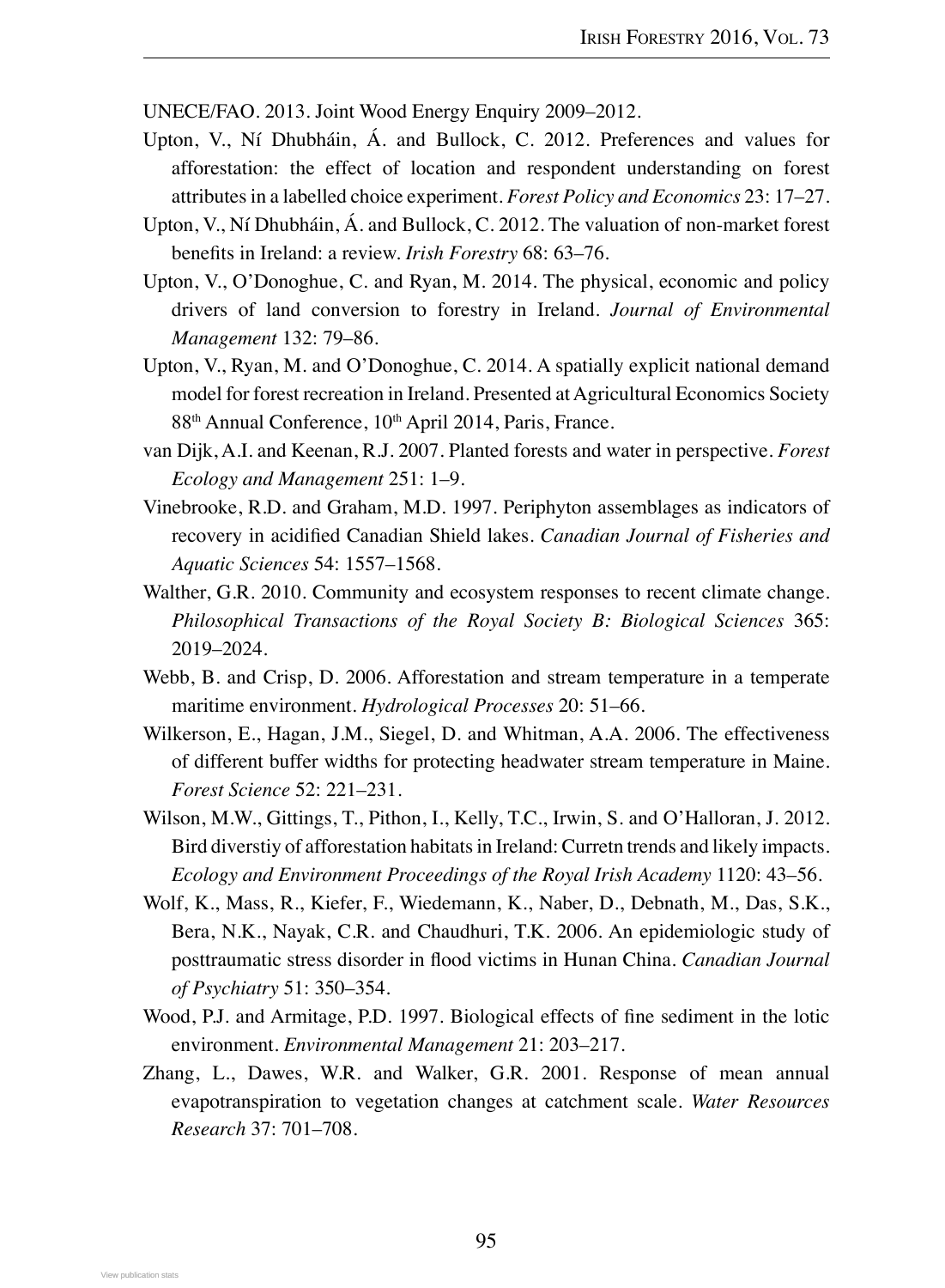UNECE/FAO. 2013. Joint Wood Energy Enquiry 2009–2012.

Upton, V., Ní Dhubháin, Á. and Bullock, C. 2012. Preferences and values for afforestation: the effect of location and respondent understanding on forest attributes in a labelled choice experiment. *Forest Policy and Economics* 23: 17–27.

Upton, V., Ní Dhubháin, Á. and Bullock, C. 2012. The valuation of non-market forest benefits in Ireland: a review. *Irish Forestry* 68: 63–76.

Upton, V., O'Donoghue, C. and Ryan, M. 2014. The physical, economic and policy drivers of land conversion to forestry in Ireland. *Journal of Environmental Management* 132: 79–86.

Upton, V., Ryan, M. and O'Donoghue, C. 2014. A spatially explicit national demand model for forest recreation in Ireland. Presented at Agricultural Economics Society 88th Annual Conference, 10th April 2014, Paris, France.

van Dijk, A.I. and Keenan, R.J. 2007. Planted forests and water in perspective. *Forest Ecology and Management* 251: 1–9.

Vinebrooke, R.D. and Graham, M.D. 1997. Periphyton assemblages as indicators of recovery in acidified Canadian Shield lakes. *Canadian Journal of Fisheries and Aquatic Sciences* 54: 1557–1568.

Walther, G.R. 2010. Community and ecosystem responses to recent climate change. *Philosophical Transactions of the Royal Society B: Biological Sciences* 365: 2019–2024.

Webb, B. and Crisp, D. 2006. Afforestation and stream temperature in a temperate maritime environment. *Hydrological Processes* 20: 51–66.

Wilkerson, E., Hagan, J.M., Siegel, D. and Whitman, A.A. 2006. The effectiveness of different buffer widths for protecting headwater stream temperature in Maine. *Forest Science* 52: 221–231.

Wilson, M.W., Gittings, T., Pithon, I., Kelly, T.C., Irwin, S. and O'Halloran, J. 2012. Bird diverstiy of afforestation habitats in Ireland: Curretn trends and likely impacts. *Ecology and Environment Proceedings of the Royal Irish Academy* 1120: 43–56.

Wolf, K., Mass, R., Kiefer, F., Wiedemann, K., Naber, D., Debnath, M., Das, S.K., Bera, N.K., Nayak, C.R. and Chaudhuri, T.K. 2006. An epidemiologic study of posttraumatic stress disorder in flood victims in Hunan China. *Canadian Journal of Psychiatry* 51: 350–354.

Wood, P.J. and Armitage, P.D. 1997. Biological effects of fine sediment in the lotic environment. *Environmental Management* 21: 203–217.

Zhang, L., Dawes, W.R. and Walker, G.R. 2001. Response of mean annual evapotranspiration to vegetation changes at catchment scale. *Water Resources Research* 37: 701–708.